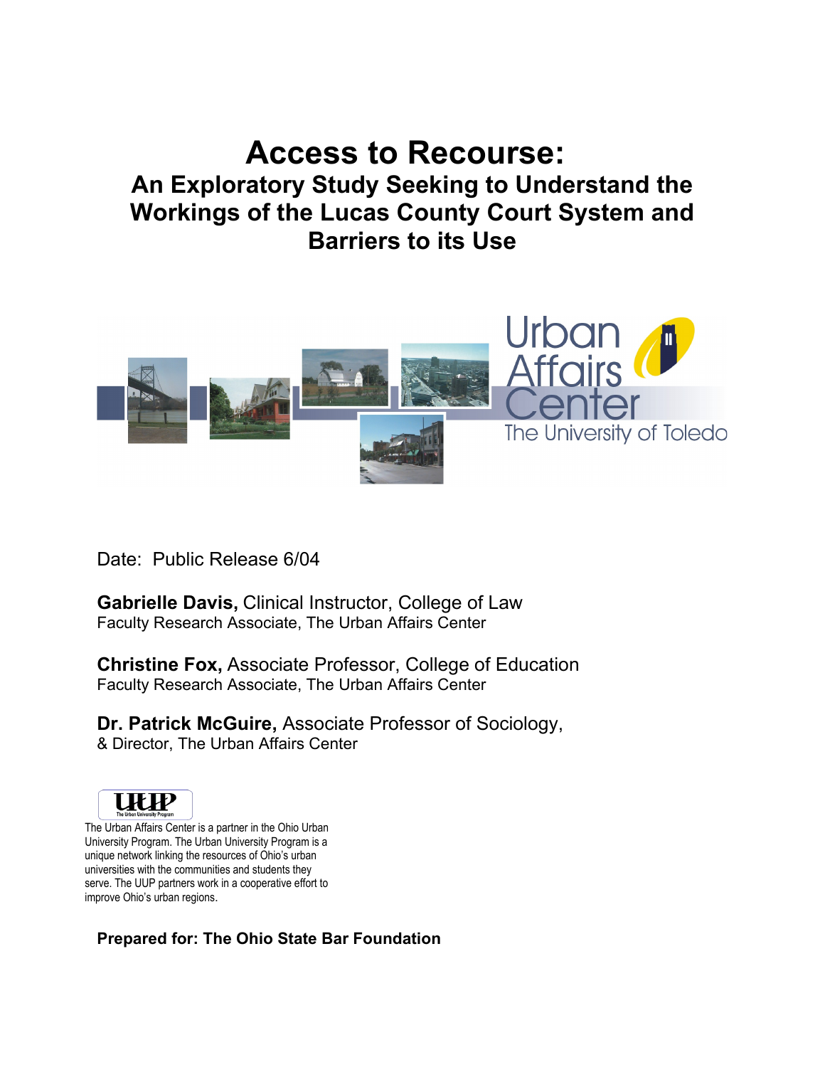# Access to Recourse:

## An Exploratory Study Seeking to Understand the Workings of the Lucas County Court System and Barriers to its Use

Urban Affairs Center
The University of Toledo

Date: Public Release 6/04

**Gabrielle Davis,** Clinical Instructor, College of Law
Faculty Research Associate, The Urban Affairs Center

**Christine Fox,** Associate Professor, College of Education
Faculty Research Associate, The Urban Affairs Center

**Dr. Patrick McGuire,** Associate Professor of Sociology,
& Director, The Urban Affairs Center

UUP
The Urban University Program

The Urban Affairs Center is a partner in the Ohio Urban University Program. The Urban University Program is a unique network linking the resources of Ohio's urban universities with the communities and students they serve. The UUP partners work in a cooperative effort to improve Ohio's urban regions.

**Prepared for: The Ohio State Bar Foundation**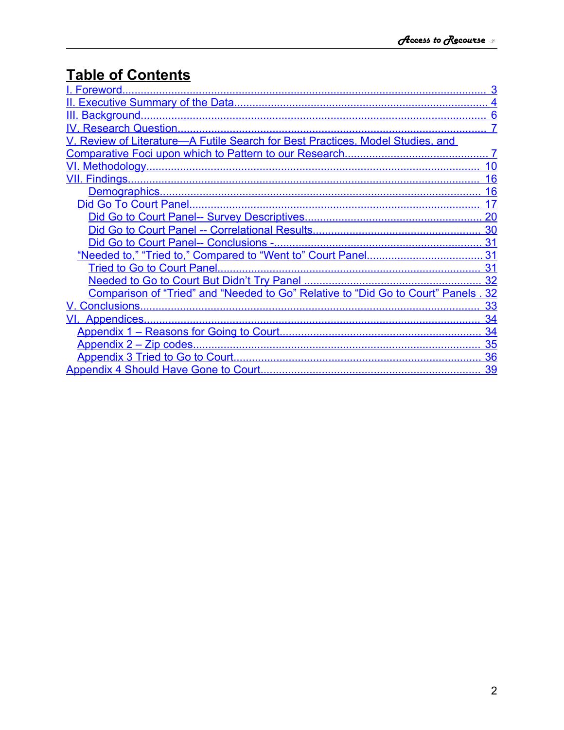# Table of Contents

I. Foreword ..... 3
II. Executive Summary of the Data ..... 4
III. Background ..... 6
IV. Research Question ..... 7
V. Review of Literature—A Futile Search for Best Practices, Model Studies, and Comparative Foci upon which to Pattern to our Research ..... 7
VI. Methodology ..... 10
VII. Findings ..... 16
- Demographics ..... 16
- Did Go To Court Panel ..... 17
  - Did Go to Court Panel-- Survey Descriptives ..... 20
  - Did Go to Court Panel -- Correlational Results ..... 30
  - Did Go to Court Panel-- Conclusions - ..... 31
- "Needed to," "Tried to," Compared to "Went to" Court Panel ..... 31
  - Tried to Go to Court Panel ..... 31
  - Needed to Go to Court But Didn't Try Panel ..... 32
  - Comparison of "Tried" and "Needed to Go" Relative to "Did Go to Court" Panels ..... 32

V. Conclusions ..... 33
VI. Appendices ..... 34
- Appendix 1 – Reasons for Going to Court ..... 34
- Appendix 2 – Zip codes ..... 35
- Appendix 3 Tried to Go to Court ..... 36

Appendix 4 Should Have Gone to Court ..... 39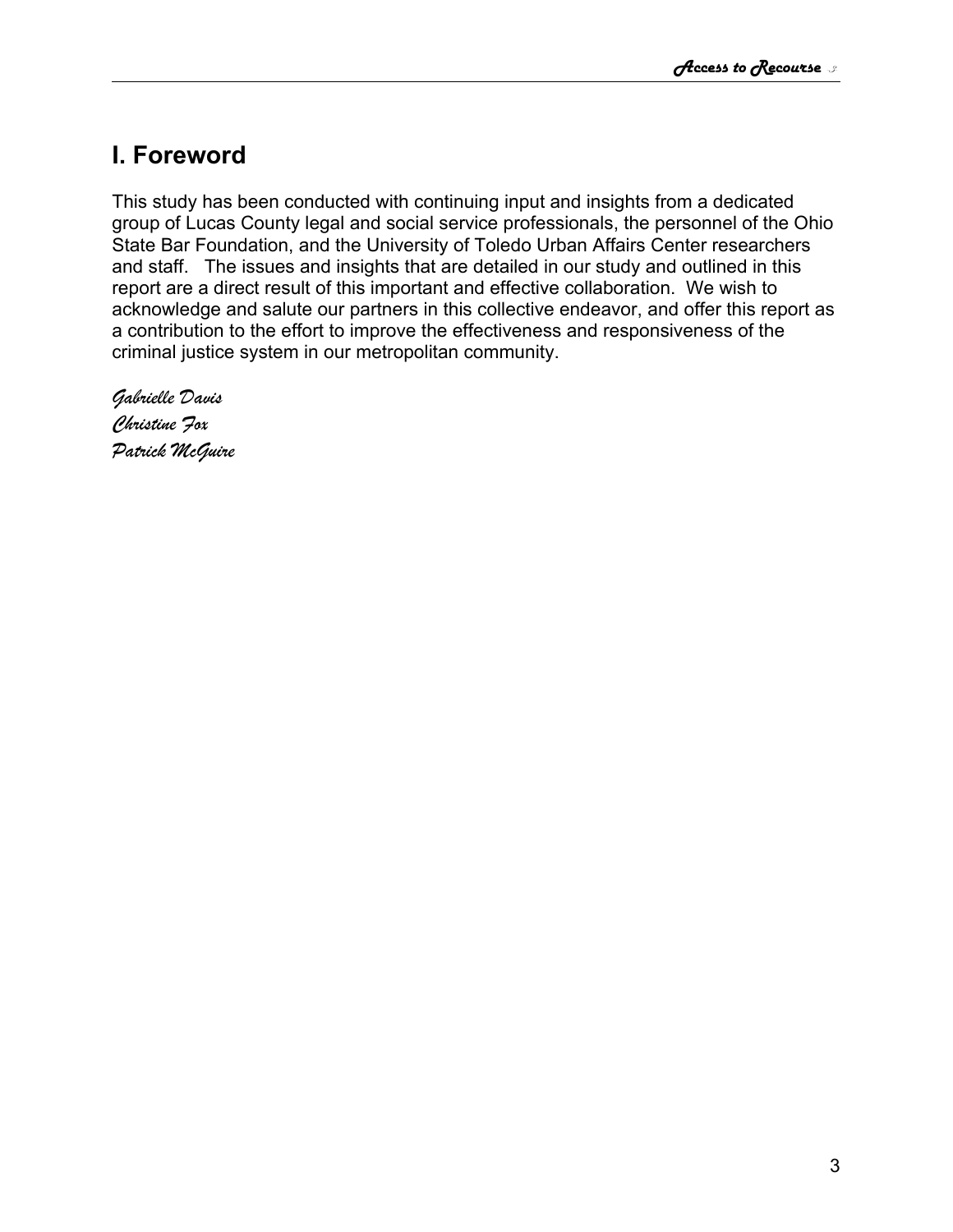# I. Foreword

This study has been conducted with continuing input and insights from a dedicated group of Lucas County legal and social service professionals, the personnel of the Ohio State Bar Foundation, and the University of Toledo Urban Affairs Center researchers and staff. The issues and insights that are detailed in our study and outlined in this report are a direct result of this important and effective collaboration. We wish to acknowledge and salute our partners in this collective endeavor, and offer this report as a contribution to the effort to improve the effectiveness and responsiveness of the criminal justice system in our metropolitan community.

*Gabrielle Davis*
*Christine Fox*
*Patrick McGuire*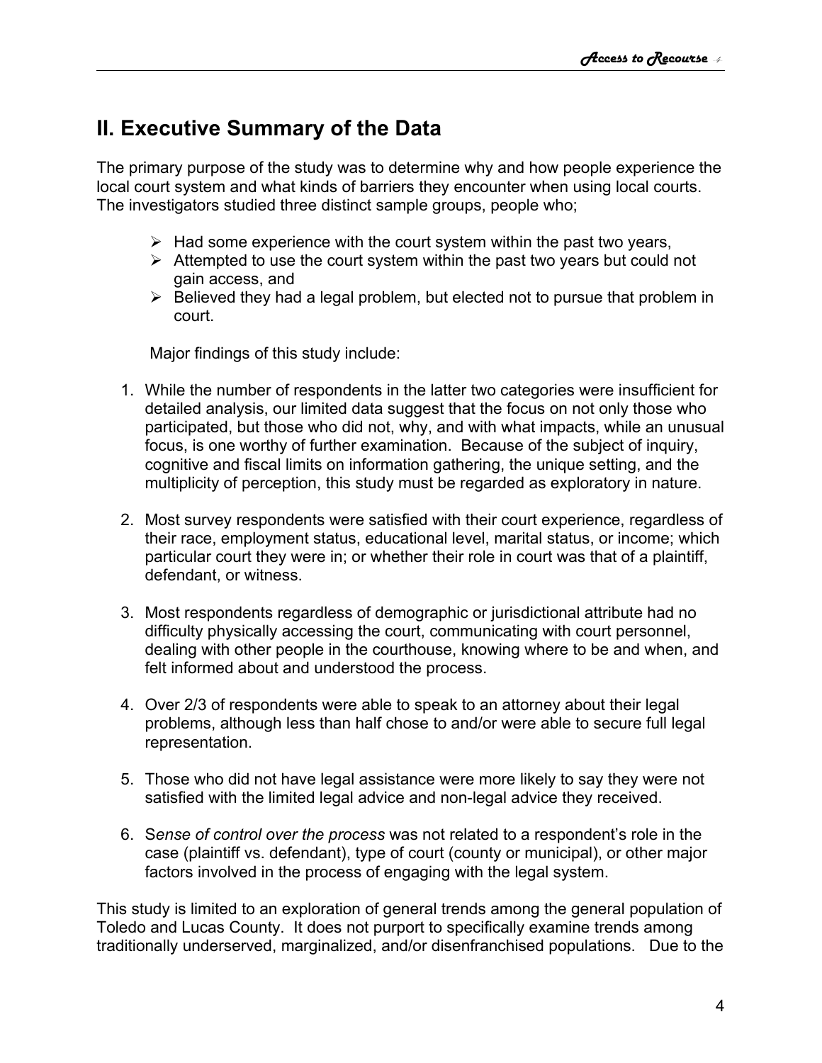## II. Executive Summary of the Data

The primary purpose of the study was to determine why and how people experience the local court system and what kinds of barriers they encounter when using local courts. The investigators studied three distinct sample groups, people who;

- Had some experience with the court system within the past two years,
- Attempted to use the court system within the past two years but could not gain access, and
- Believed they had a legal problem, but elected not to pursue that problem in court.

Major findings of this study include:

1. While the number of respondents in the latter two categories were insufficient for detailed analysis, our limited data suggest that the focus on not only those who participated, but those who did not, why, and with what impacts, while an unusual focus, is one worthy of further examination. Because of the subject of inquiry, cognitive and fiscal limits on information gathering, the unique setting, and the multiplicity of perception, this study must be regarded as exploratory in nature.

2. Most survey respondents were satisfied with their court experience, regardless of their race, employment status, educational level, marital status, or income; which particular court they were in; or whether their role in court was that of a plaintiff, defendant, or witness.

3. Most respondents regardless of demographic or jurisdictional attribute had no difficulty physically accessing the court, communicating with court personnel, dealing with other people in the courthouse, knowing where to be and when, and felt informed about and understood the process.

4. Over 2/3 of respondents were able to speak to an attorney about their legal problems, although less than half chose to and/or were able to secure full legal representation.

5. Those who did not have legal assistance were more likely to say they were not satisfied with the limited legal advice and non-legal advice they received.

6. S*ense of control over the process* was not related to a respondent's role in the case (plaintiff vs. defendant), type of court (county or municipal), or other major factors involved in the process of engaging with the legal system.

This study is limited to an exploration of general trends among the general population of Toledo and Lucas County. It does not purport to specifically examine trends among traditionally underserved, marginalized, and/or disenfranchised populations. Due to the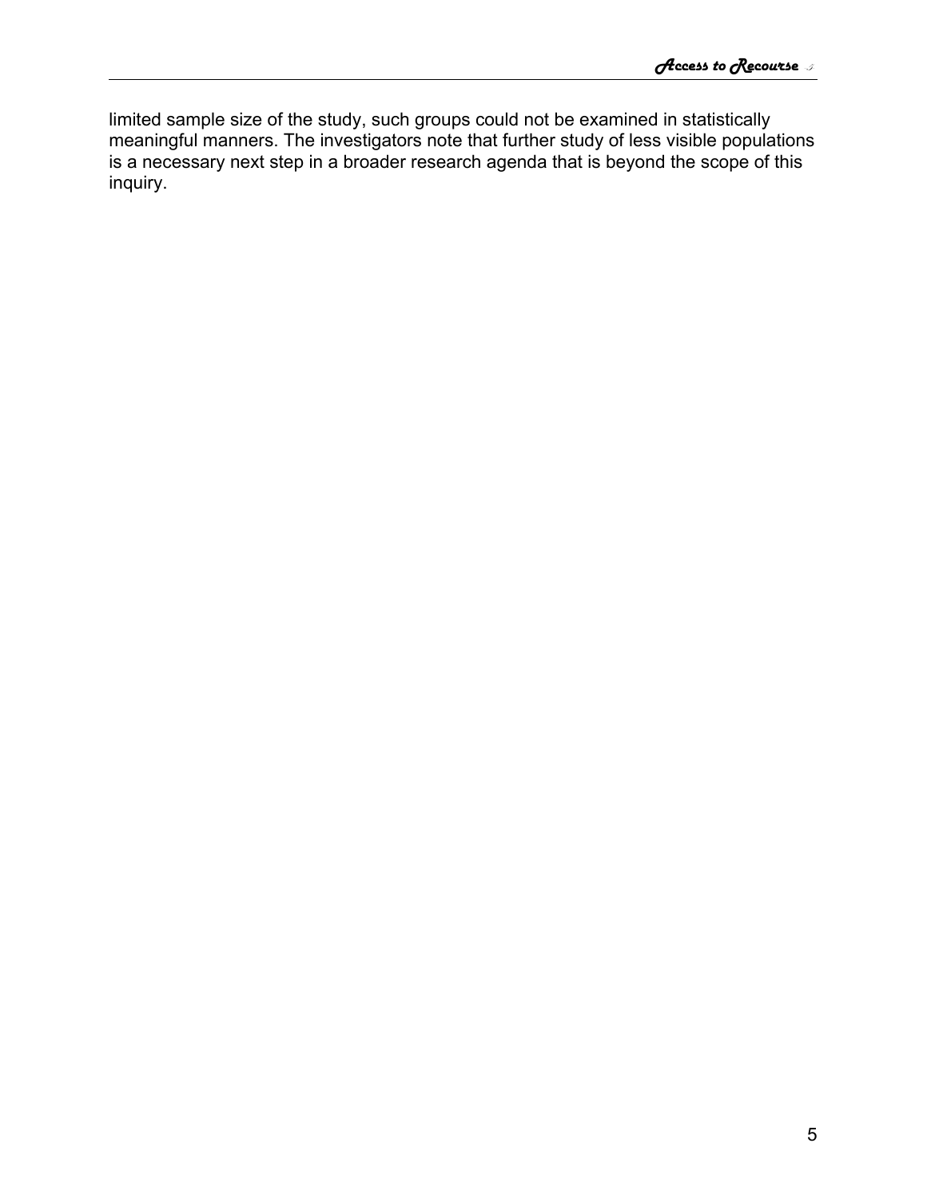limited sample size of the study, such groups could not be examined in statistically meaningful manners. The investigators note that further study of less visible populations is a necessary next step in a broader research agenda that is beyond the scope of this inquiry.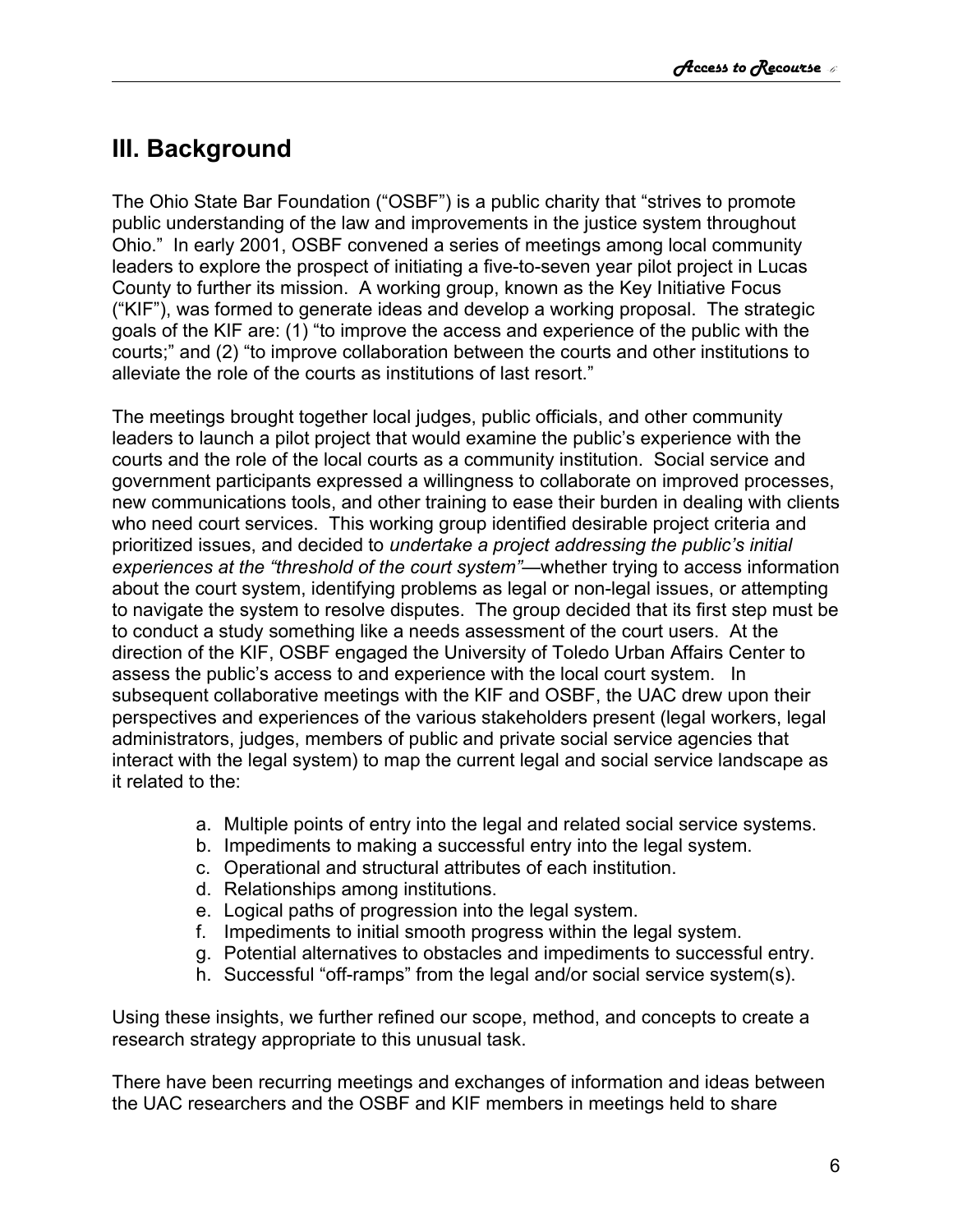## III. Background

The Ohio State Bar Foundation ("OSBF") is a public charity that "strives to promote public understanding of the law and improvements in the justice system throughout Ohio." In early 2001, OSBF convened a series of meetings among local community leaders to explore the prospect of initiating a five-to-seven year pilot project in Lucas County to further its mission. A working group, known as the Key Initiative Focus ("KIF"), was formed to generate ideas and develop a working proposal. The strategic goals of the KIF are: (1) "to improve the access and experience of the public with the courts;" and (2) "to improve collaboration between the courts and other institutions to alleviate the role of the courts as institutions of last resort."

The meetings brought together local judges, public officials, and other community leaders to launch a pilot project that would examine the public's experience with the courts and the role of the local courts as a community institution. Social service and government participants expressed a willingness to collaborate on improved processes, new communications tools, and other training to ease their burden in dealing with clients who need court services. This working group identified desirable project criteria and prioritized issues, and decided to *undertake a project addressing the public's initial experiences at the "threshold of the court system"*—whether trying to access information about the court system, identifying problems as legal or non-legal issues, or attempting to navigate the system to resolve disputes. The group decided that its first step must be to conduct a study something like a needs assessment of the court users. At the direction of the KIF, OSBF engaged the University of Toledo Urban Affairs Center to assess the public's access to and experience with the local court system. In subsequent collaborative meetings with the KIF and OSBF, the UAC drew upon their perspectives and experiences of the various stakeholders present (legal workers, legal administrators, judges, members of public and private social service agencies that interact with the legal system) to map the current legal and social service landscape as it related to the:

a. Multiple points of entry into the legal and related social service systems.
b. Impediments to making a successful entry into the legal system.
c. Operational and structural attributes of each institution.
d. Relationships among institutions.
e. Logical paths of progression into the legal system.
f. Impediments to initial smooth progress within the legal system.
g. Potential alternatives to obstacles and impediments to successful entry.
h. Successful "off-ramps" from the legal and/or social service system(s).

Using these insights, we further refined our scope, method, and concepts to create a research strategy appropriate to this unusual task.

There have been recurring meetings and exchanges of information and ideas between the UAC researchers and the OSBF and KIF members in meetings held to share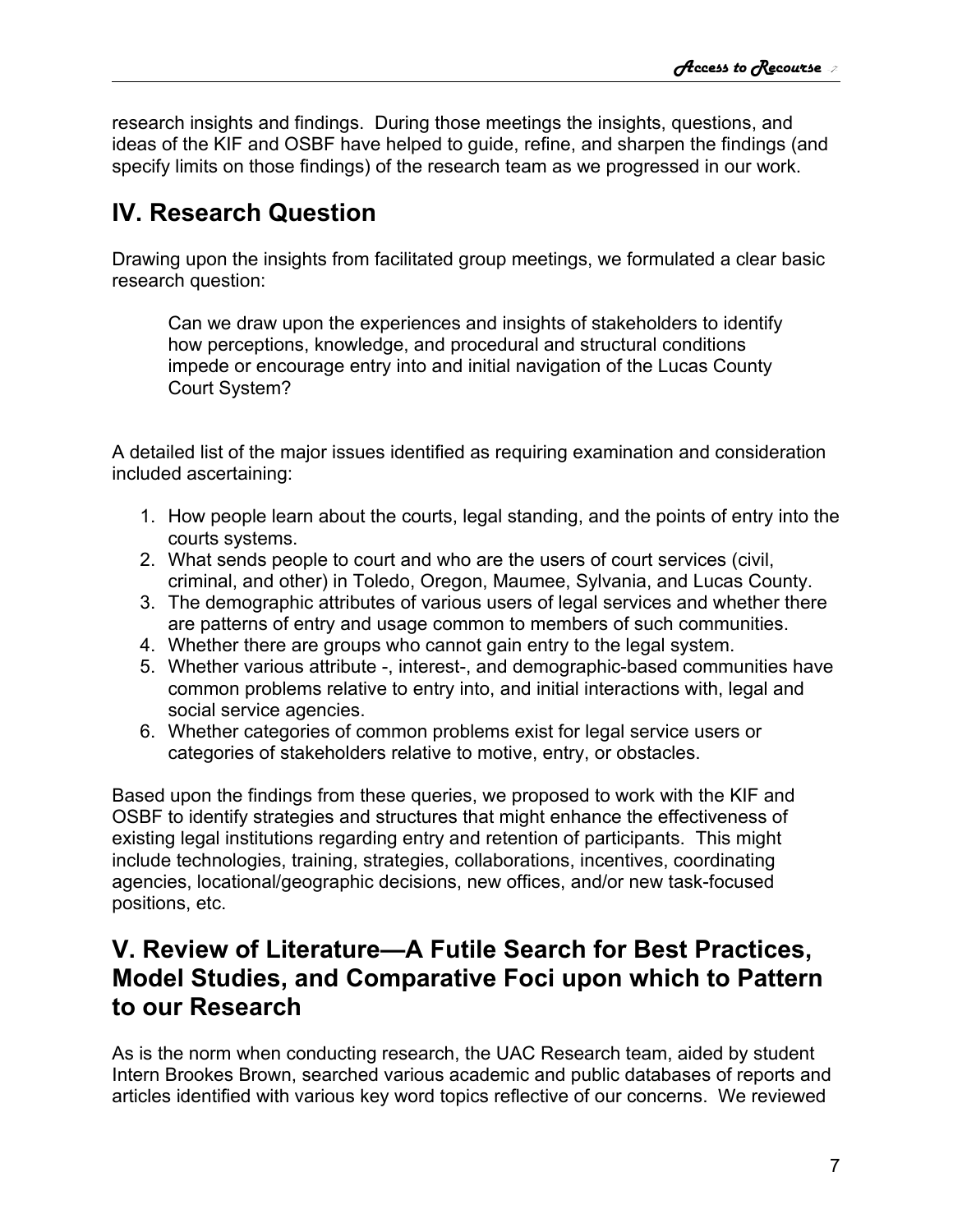research insights and findings. During those meetings the insights, questions, and ideas of the KIF and OSBF have helped to guide, refine, and sharpen the findings (and specify limits on those findings) of the research team as we progressed in our work.

## IV. Research Question

Drawing upon the insights from facilitated group meetings, we formulated a clear basic research question:

> Can we draw upon the experiences and insights of stakeholders to identify how perceptions, knowledge, and procedural and structural conditions impede or encourage entry into and initial navigation of the Lucas County Court System?

A detailed list of the major issues identified as requiring examination and consideration included ascertaining:

1. How people learn about the courts, legal standing, and the points of entry into the courts systems.
2. What sends people to court and who are the users of court services (civil, criminal, and other) in Toledo, Oregon, Maumee, Sylvania, and Lucas County.
3. The demographic attributes of various users of legal services and whether there are patterns of entry and usage common to members of such communities.
4. Whether there are groups who cannot gain entry to the legal system.
5. Whether various attribute -, interest-, and demographic-based communities have common problems relative to entry into, and initial interactions with, legal and social service agencies.
6. Whether categories of common problems exist for legal service users or categories of stakeholders relative to motive, entry, or obstacles.

Based upon the findings from these queries, we proposed to work with the KIF and OSBF to identify strategies and structures that might enhance the effectiveness of existing legal institutions regarding entry and retention of participants. This might include technologies, training, strategies, collaborations, incentives, coordinating agencies, locational/geographic decisions, new offices, and/or new task-focused positions, etc.

## V. Review of Literature—A Futile Search for Best Practices, Model Studies, and Comparative Foci upon which to Pattern to our Research

As is the norm when conducting research, the UAC Research team, aided by student Intern Brookes Brown, searched various academic and public databases of reports and articles identified with various key word topics reflective of our concerns. We reviewed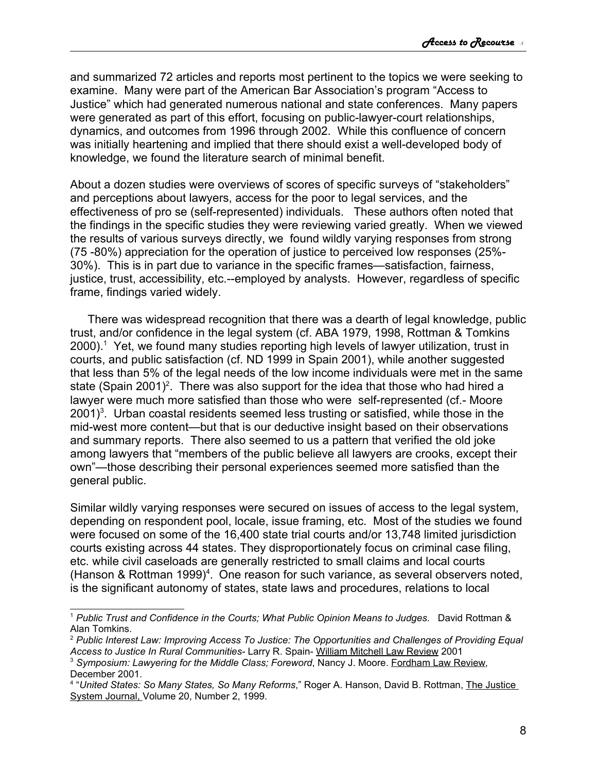and summarized 72 articles and reports most pertinent to the topics we were seeking to examine. Many were part of the American Bar Association's program "Access to Justice" which had generated numerous national and state conferences. Many papers were generated as part of this effort, focusing on public-lawyer-court relationships, dynamics, and outcomes from 1996 through 2002. While this confluence of concern was initially heartening and implied that there should exist a well-developed body of knowledge, we found the literature search of minimal benefit.

About a dozen studies were overviews of scores of specific surveys of "stakeholders" and perceptions about lawyers, access for the poor to legal services, and the effectiveness of pro se (self-represented) individuals. These authors often noted that the findings in the specific studies they were reviewing varied greatly. When we viewed the results of various surveys directly, we found wildly varying responses from strong (75 -80%) appreciation for the operation of justice to perceived low responses (25%-30%). This is in part due to variance in the specific frames—satisfaction, fairness, justice, trust, accessibility, etc.--employed by analysts. However, regardless of specific frame, findings varied widely.

There was widespread recognition that there was a dearth of legal knowledge, public trust, and/or confidence in the legal system (cf. ABA 1979, 1998, Rottman & Tomkins 2000).[1] Yet, we found many studies reporting high levels of lawyer utilization, trust in courts, and public satisfaction (cf. ND 1999 in Spain 2001), while another suggested that less than 5% of the legal needs of the low income individuals were met in the same state (Spain 2001)[2]. There was also support for the idea that those who had hired a lawyer were much more satisfied than those who were self-represented (cf.- Moore 2001)[3]. Urban coastal residents seemed less trusting or satisfied, while those in the mid-west more content—but that is our deductive insight based on their observations and summary reports. There also seemed to us a pattern that verified the old joke among lawyers that "members of the public believe all lawyers are crooks, except their own"—those describing their personal experiences seemed more satisfied than the general public.

Similar wildly varying responses were secured on issues of access to the legal system, depending on respondent pool, locale, issue framing, etc. Most of the studies we found were focused on some of the 16,400 state trial courts and/or 13,748 limited jurisdiction courts existing across 44 states. They disproportionately focus on criminal case filing, etc. while civil caseloads are generally restricted to small claims and local courts (Hanson & Rottman 1999)[4]. One reason for such variance, as several observers noted, is the significant autonomy of states, state laws and procedures, relations to local

---

[1] *Public Trust and Confidence in the Courts; What Public Opinion Means to Judges*. David Rottman & Alan Tomkins.

[2] *Public Interest Law: Improving Access To Justice: The Opportunities and Challenges of Providing Equal Access to Justice In Rural Communities*- Larry R. Spain- William Mitchell Law Review 2001

[3] *Symposium: Lawyering for the Middle Class; Foreword*, Nancy J. Moore. Fordham Law Review, December 2001.

[4] "*United States: So Many States, So Many Reforms*," Roger A. Hanson, David B. Rottman, The Justice System Journal, Volume 20, Number 2, 1999.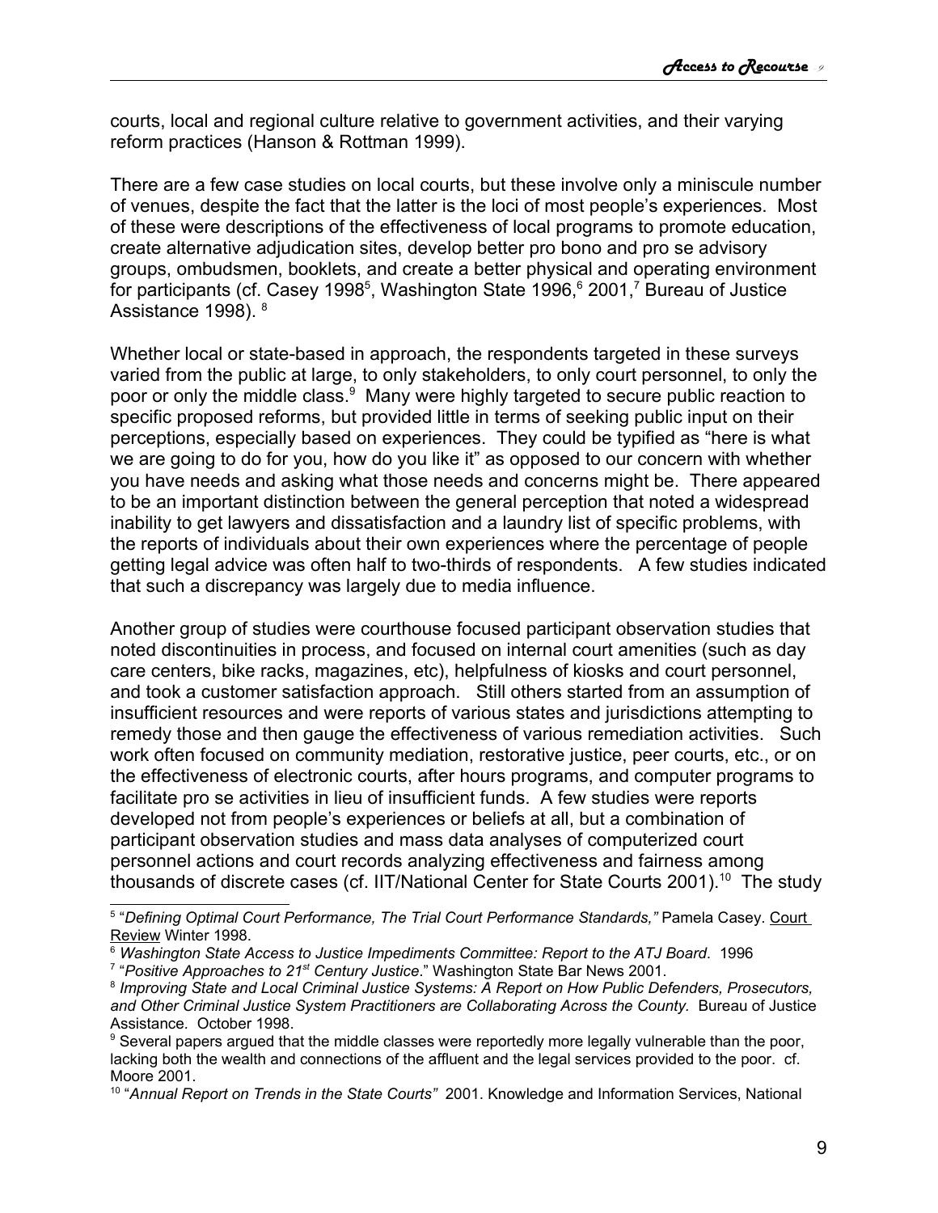courts, local and regional culture relative to government activities, and their varying reform practices (Hanson & Rottman 1999).

There are a few case studies on local courts, but these involve only a miniscule number of venues, despite the fact that the latter is the loci of most people's experiences. Most of these were descriptions of the effectiveness of local programs to promote education, create alternative adjudication sites, develop better pro bono and pro se advisory groups, ombudsmen, booklets, and create a better physical and operating environment for participants (cf. Casey 1998[5], Washington State 1996,[6] 2001,[7] Bureau of Justice Assistance 1998). [8]

Whether local or state-based in approach, the respondents targeted in these surveys varied from the public at large, to only stakeholders, to only court personnel, to only the poor or only the middle class.[9] Many were highly targeted to secure public reaction to specific proposed reforms, but provided little in terms of seeking public input on their perceptions, especially based on experiences. They could be typified as "here is what we are going to do for you, how do you like it" as opposed to our concern with whether you have needs and asking what those needs and concerns might be. There appeared to be an important distinction between the general perception that noted a widespread inability to get lawyers and dissatisfaction and a laundry list of specific problems, with the reports of individuals about their own experiences where the percentage of people getting legal advice was often half to two-thirds of respondents. A few studies indicated that such a discrepancy was largely due to media influence.

Another group of studies were courthouse focused participant observation studies that noted discontinuities in process, and focused on internal court amenities (such as day care centers, bike racks, magazines, etc), helpfulness of kiosks and court personnel, and took a customer satisfaction approach. Still others started from an assumption of insufficient resources and were reports of various states and jurisdictions attempting to remedy those and then gauge the effectiveness of various remediation activities. Such work often focused on community mediation, restorative justice, peer courts, etc., or on the effectiveness of electronic courts, after hours programs, and computer programs to facilitate pro se activities in lieu of insufficient funds. A few studies were reports developed not from people's experiences or beliefs at all, but a combination of participant observation studies and mass data analyses of computerized court personnel actions and court records analyzing effectiveness and fairness among thousands of discrete cases (cf. IIT/National Center for State Courts 2001).[10] The study

---

[5] "*Defining Optimal Court Performance, The Trial Court Performance Standards,"* Pamela Casey. Court Review Winter 1998.

[6] *Washington State Access to Justice Impediments Committee: Report to the ATJ Board*. 1996

[7] "*Positive Approaches to 21st Century Justice*." Washington State Bar News 2001.

[8] *Improving State and Local Criminal Justice Systems: A Report on How Public Defenders, Prosecutors, and Other Criminal Justice System Practitioners are Collaborating Across the County.* Bureau of Justice Assistance. October 1998.

[9] Several papers argued that the middle classes were reportedly more legally vulnerable than the poor, lacking both the wealth and connections of the affluent and the legal services provided to the poor. cf. Moore 2001.

[10] "*Annual Report on Trends in the State Courts"* 2001. Knowledge and Information Services, National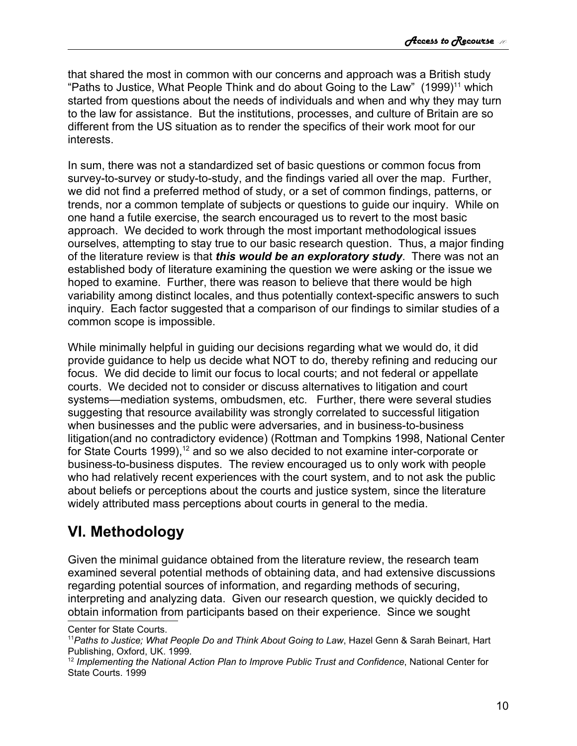that shared the most in common with our concerns and approach was a British study "Paths to Justice, What People Think and do about Going to the Law" (1999)[11] which started from questions about the needs of individuals and when and why they may turn to the law for assistance. But the institutions, processes, and culture of Britain are so different from the US situation as to render the specifics of their work moot for our interests.

In sum, there was not a standardized set of basic questions or common focus from survey-to-survey or study-to-study, and the findings varied all over the map. Further, we did not find a preferred method of study, or a set of common findings, patterns, or trends, nor a common template of subjects or questions to guide our inquiry. While on one hand a futile exercise, the search encouraged us to revert to the most basic approach. We decided to work through the most important methodological issues ourselves, attempting to stay true to our basic research question. Thus, a major finding of the literature review is that ***this would be an exploratory study***. There was not an established body of literature examining the question we were asking or the issue we hoped to examine. Further, there was reason to believe that there would be high variability among distinct locales, and thus potentially context-specific answers to such inquiry. Each factor suggested that a comparison of our findings to similar studies of a common scope is impossible.

While minimally helpful in guiding our decisions regarding what we would do, it did provide guidance to help us decide what NOT to do, thereby refining and reducing our focus. We did decide to limit our focus to local courts; and not federal or appellate courts. We decided not to consider or discuss alternatives to litigation and court systems—mediation systems, ombudsmen, etc. Further, there were several studies suggesting that resource availability was strongly correlated to successful litigation when businesses and the public were adversaries, and in business-to-business litigation(and no contradictory evidence) (Rottman and Tompkins 1998, National Center for State Courts 1999),[12] and so we also decided to not examine inter-corporate or business-to-business disputes. The review encouraged us to only work with people who had relatively recent experiences with the court system, and to not ask the public about beliefs or perceptions about the courts and justice system, since the literature widely attributed mass perceptions about courts in general to the media.

## VI. Methodology

Given the minimal guidance obtained from the literature review, the research team examined several potential methods of obtaining data, and had extensive discussions regarding potential sources of information, and regarding methods of securing, interpreting and analyzing data. Given our research question, we quickly decided to obtain information from participants based on their experience. Since we sought

---

Center for State Courts.

[11] *Paths to Justice; What People Do and Think About Going to Law*, Hazel Genn & Sarah Beinart, Hart Publishing, Oxford, UK. 1999.

[12] *Implementing the National Action Plan to Improve Public Trust and Confidence*, National Center for State Courts. 1999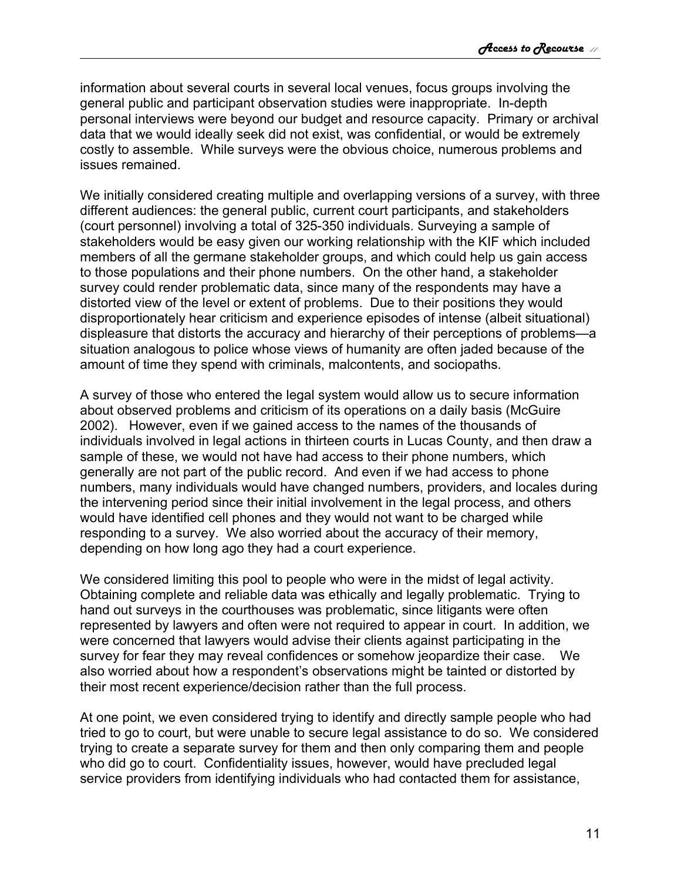information about several courts in several local venues, focus groups involving the general public and participant observation studies were inappropriate. In-depth personal interviews were beyond our budget and resource capacity. Primary or archival data that we would ideally seek did not exist, was confidential, or would be extremely costly to assemble. While surveys were the obvious choice, numerous problems and issues remained.

We initially considered creating multiple and overlapping versions of a survey, with three different audiences: the general public, current court participants, and stakeholders (court personnel) involving a total of 325-350 individuals. Surveying a sample of stakeholders would be easy given our working relationship with the KIF which included members of all the germane stakeholder groups, and which could help us gain access to those populations and their phone numbers. On the other hand, a stakeholder survey could render problematic data, since many of the respondents may have a distorted view of the level or extent of problems. Due to their positions they would disproportionately hear criticism and experience episodes of intense (albeit situational) displeasure that distorts the accuracy and hierarchy of their perceptions of problems—a situation analogous to police whose views of humanity are often jaded because of the amount of time they spend with criminals, malcontents, and sociopaths.

A survey of those who entered the legal system would allow us to secure information about observed problems and criticism of its operations on a daily basis (McGuire 2002). However, even if we gained access to the names of the thousands of individuals involved in legal actions in thirteen courts in Lucas County, and then draw a sample of these, we would not have had access to their phone numbers, which generally are not part of the public record. And even if we had access to phone numbers, many individuals would have changed numbers, providers, and locales during the intervening period since their initial involvement in the legal process, and others would have identified cell phones and they would not want to be charged while responding to a survey. We also worried about the accuracy of their memory, depending on how long ago they had a court experience.

We considered limiting this pool to people who were in the midst of legal activity. Obtaining complete and reliable data was ethically and legally problematic. Trying to hand out surveys in the courthouses was problematic, since litigants were often represented by lawyers and often were not required to appear in court. In addition, we were concerned that lawyers would advise their clients against participating in the survey for fear they may reveal confidences or somehow jeopardize their case. We also worried about how a respondent's observations might be tainted or distorted by their most recent experience/decision rather than the full process.

At one point, we even considered trying to identify and directly sample people who had tried to go to court, but were unable to secure legal assistance to do so. We considered trying to create a separate survey for them and then only comparing them and people who did go to court. Confidentiality issues, however, would have precluded legal service providers from identifying individuals who had contacted them for assistance,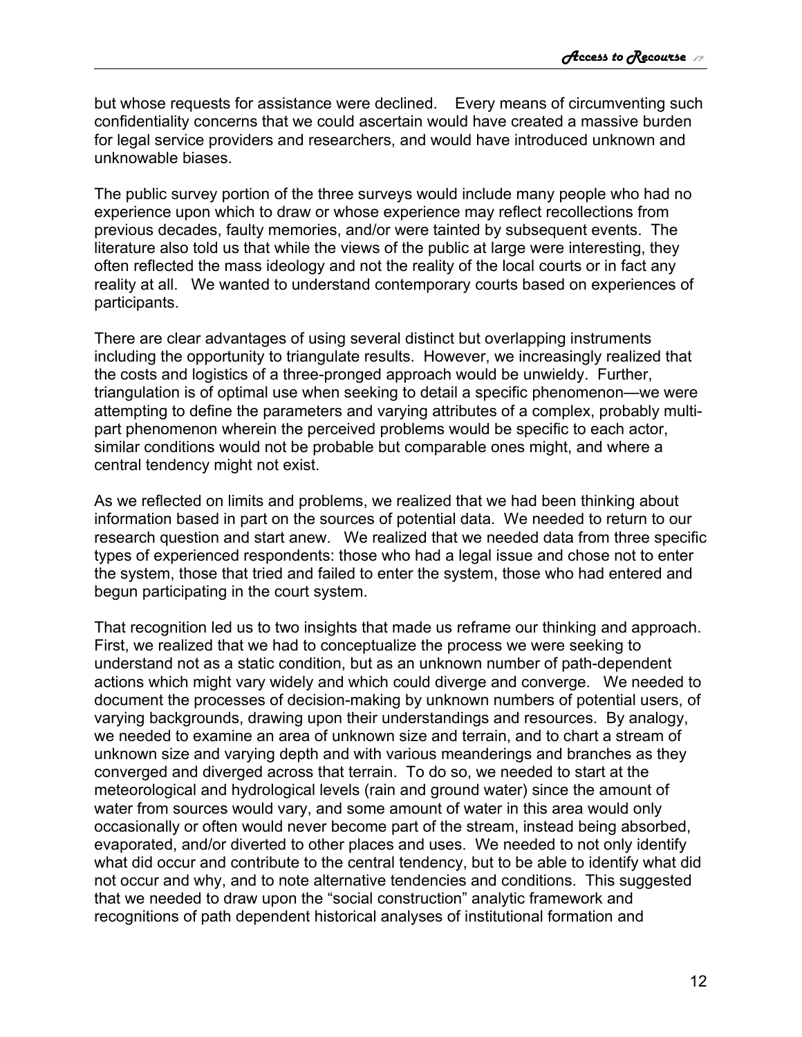but whose requests for assistance were declined. Every means of circumventing such confidentiality concerns that we could ascertain would have created a massive burden for legal service providers and researchers, and would have introduced unknown and unknowable biases.

The public survey portion of the three surveys would include many people who had no experience upon which to draw or whose experience may reflect recollections from previous decades, faulty memories, and/or were tainted by subsequent events. The literature also told us that while the views of the public at large were interesting, they often reflected the mass ideology and not the reality of the local courts or in fact any reality at all. We wanted to understand contemporary courts based on experiences of participants.

There are clear advantages of using several distinct but overlapping instruments including the opportunity to triangulate results. However, we increasingly realized that the costs and logistics of a three-pronged approach would be unwieldy. Further, triangulation is of optimal use when seeking to detail a specific phenomenon—we were attempting to define the parameters and varying attributes of a complex, probably multi-part phenomenon wherein the perceived problems would be specific to each actor, similar conditions would not be probable but comparable ones might, and where a central tendency might not exist.

As we reflected on limits and problems, we realized that we had been thinking about information based in part on the sources of potential data. We needed to return to our research question and start anew. We realized that we needed data from three specific types of experienced respondents: those who had a legal issue and chose not to enter the system, those that tried and failed to enter the system, those who had entered and begun participating in the court system.

That recognition led us to two insights that made us reframe our thinking and approach. First, we realized that we had to conceptualize the process we were seeking to understand not as a static condition, but as an unknown number of path-dependent actions which might vary widely and which could diverge and converge. We needed to document the processes of decision-making by unknown numbers of potential users, of varying backgrounds, drawing upon their understandings and resources. By analogy, we needed to examine an area of unknown size and terrain, and to chart a stream of unknown size and varying depth and with various meanderings and branches as they converged and diverged across that terrain. To do so, we needed to start at the meteorological and hydrological levels (rain and ground water) since the amount of water from sources would vary, and some amount of water in this area would only occasionally or often would never become part of the stream, instead being absorbed, evaporated, and/or diverted to other places and uses. We needed to not only identify what did occur and contribute to the central tendency, but to be able to identify what did not occur and why, and to note alternative tendencies and conditions. This suggested that we needed to draw upon the "social construction" analytic framework and recognitions of path dependent historical analyses of institutional formation and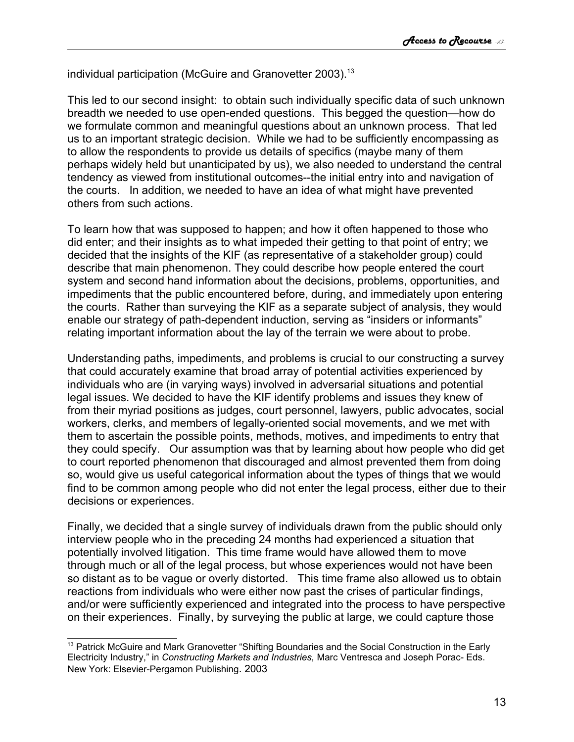individual participation (McGuire and Granovetter 2003).[13]

This led to our second insight: to obtain such individually specific data of such unknown breadth we needed to use open-ended questions. This begged the question—how do we formulate common and meaningful questions about an unknown process. That led us to an important strategic decision. While we had to be sufficiently encompassing as to allow the respondents to provide us details of specifics (maybe many of them perhaps widely held but unanticipated by us), we also needed to understand the central tendency as viewed from institutional outcomes--the initial entry into and navigation of the courts. In addition, we needed to have an idea of what might have prevented others from such actions.

To learn how that was supposed to happen; and how it often happened to those who did enter; and their insights as to what impeded their getting to that point of entry; we decided that the insights of the KIF (as representative of a stakeholder group) could describe that main phenomenon. They could describe how people entered the court system and second hand information about the decisions, problems, opportunities, and impediments that the public encountered before, during, and immediately upon entering the courts. Rather than surveying the KIF as a separate subject of analysis, they would enable our strategy of path-dependent induction, serving as "insiders or informants" relating important information about the lay of the terrain we were about to probe.

Understanding paths, impediments, and problems is crucial to our constructing a survey that could accurately examine that broad array of potential activities experienced by individuals who are (in varying ways) involved in adversarial situations and potential legal issues. We decided to have the KIF identify problems and issues they knew of from their myriad positions as judges, court personnel, lawyers, public advocates, social workers, clerks, and members of legally-oriented social movements, and we met with them to ascertain the possible points, methods, motives, and impediments to entry that they could specify. Our assumption was that by learning about how people who did get to court reported phenomenon that discouraged and almost prevented them from doing so, would give us useful categorical information about the types of things that we would find to be common among people who did not enter the legal process, either due to their decisions or experiences.

Finally, we decided that a single survey of individuals drawn from the public should only interview people who in the preceding 24 months had experienced a situation that potentially involved litigation. This time frame would have allowed them to move through much or all of the legal process, but whose experiences would not have been so distant as to be vague or overly distorted. This time frame also allowed us to obtain reactions from individuals who were either now past the crises of particular findings, and/or were sufficiently experienced and integrated into the process to have perspective on their experiences. Finally, by surveying the public at large, we could capture those

[13] Patrick McGuire and Mark Granovetter "Shifting Boundaries and the Social Construction in the Early Electricity Industry," in *Constructing Markets and Industries,* Marc Ventresca and Joseph Porac- Eds. New York: Elsevier-Pergamon Publishing. 2003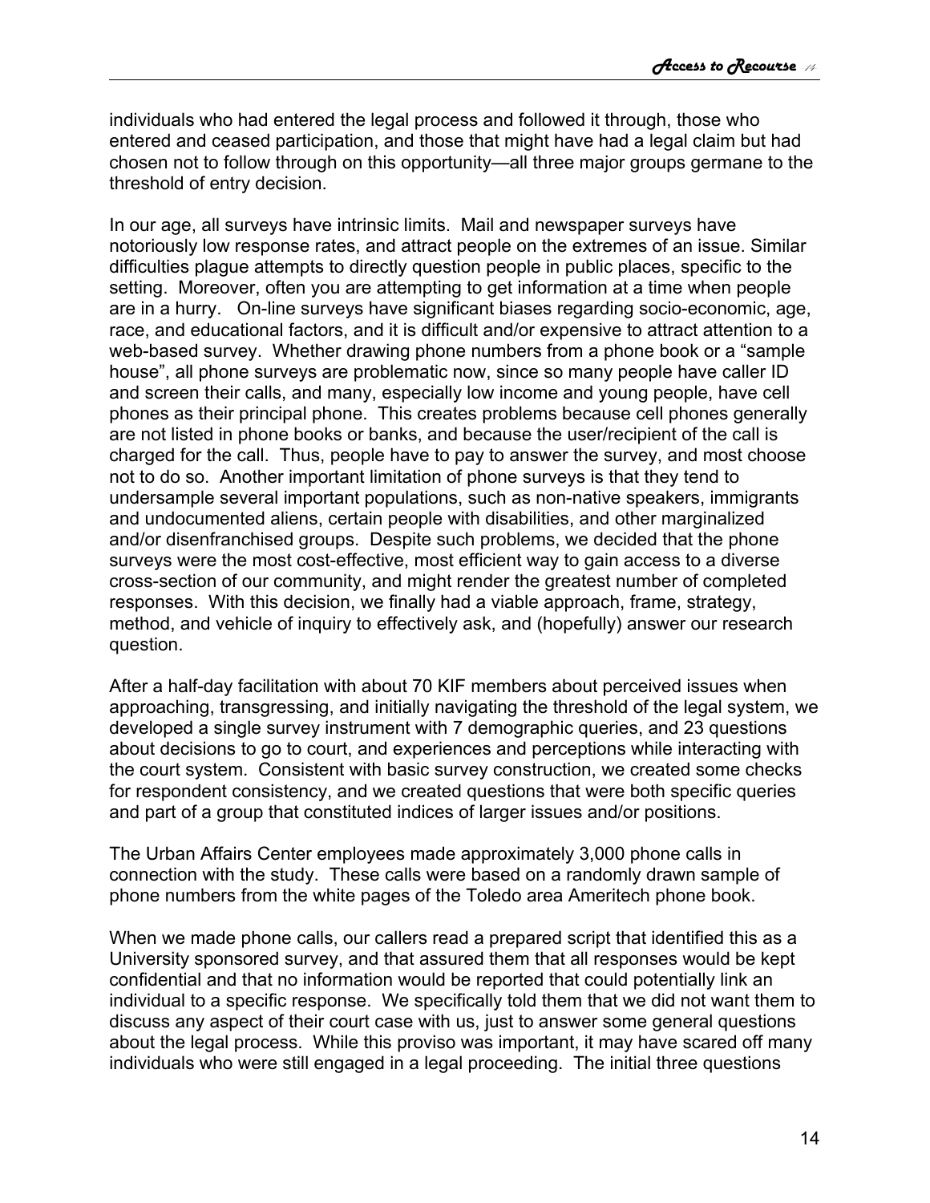individuals who had entered the legal process and followed it through, those who entered and ceased participation, and those that might have had a legal claim but had chosen not to follow through on this opportunity—all three major groups germane to the threshold of entry decision.

In our age, all surveys have intrinsic limits. Mail and newspaper surveys have notoriously low response rates, and attract people on the extremes of an issue. Similar difficulties plague attempts to directly question people in public places, specific to the setting. Moreover, often you are attempting to get information at a time when people are in a hurry. On-line surveys have significant biases regarding socio-economic, age, race, and educational factors, and it is difficult and/or expensive to attract attention to a web-based survey. Whether drawing phone numbers from a phone book or a "sample house", all phone surveys are problematic now, since so many people have caller ID and screen their calls, and many, especially low income and young people, have cell phones as their principal phone. This creates problems because cell phones generally are not listed in phone books or banks, and because the user/recipient of the call is charged for the call. Thus, people have to pay to answer the survey, and most choose not to do so. Another important limitation of phone surveys is that they tend to undersample several important populations, such as non-native speakers, immigrants and undocumented aliens, certain people with disabilities, and other marginalized and/or disenfranchised groups. Despite such problems, we decided that the phone surveys were the most cost-effective, most efficient way to gain access to a diverse cross-section of our community, and might render the greatest number of completed responses. With this decision, we finally had a viable approach, frame, strategy, method, and vehicle of inquiry to effectively ask, and (hopefully) answer our research question.

After a half-day facilitation with about 70 KIF members about perceived issues when approaching, transgressing, and initially navigating the threshold of the legal system, we developed a single survey instrument with 7 demographic queries, and 23 questions about decisions to go to court, and experiences and perceptions while interacting with the court system. Consistent with basic survey construction, we created some checks for respondent consistency, and we created questions that were both specific queries and part of a group that constituted indices of larger issues and/or positions.

The Urban Affairs Center employees made approximately 3,000 phone calls in connection with the study. These calls were based on a randomly drawn sample of phone numbers from the white pages of the Toledo area Ameritech phone book.

When we made phone calls, our callers read a prepared script that identified this as a University sponsored survey, and that assured them that all responses would be kept confidential and that no information would be reported that could potentially link an individual to a specific response. We specifically told them that we did not want them to discuss any aspect of their court case with us, just to answer some general questions about the legal process. While this proviso was important, it may have scared off many individuals who were still engaged in a legal proceeding. The initial three questions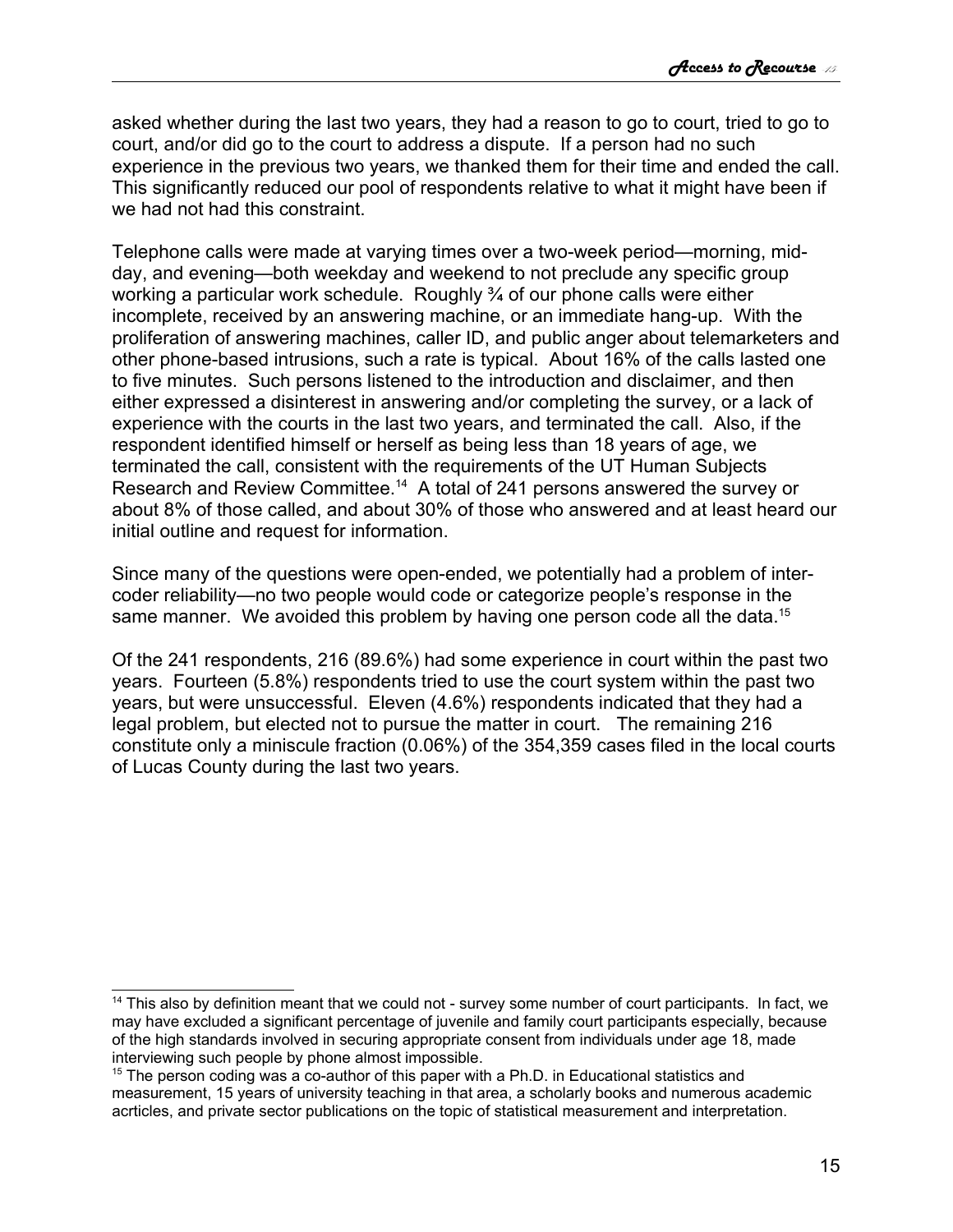asked whether during the last two years, they had a reason to go to court, tried to go to court, and/or did go to the court to address a dispute. If a person had no such experience in the previous two years, we thanked them for their time and ended the call. This significantly reduced our pool of respondents relative to what it might have been if we had not had this constraint.

Telephone calls were made at varying times over a two-week period—morning, mid-day, and evening—both weekday and weekend to not preclude any specific group working a particular work schedule. Roughly ¾ of our phone calls were either incomplete, received by an answering machine, or an immediate hang-up. With the proliferation of answering machines, caller ID, and public anger about telemarketers and other phone-based intrusions, such a rate is typical. About 16% of the calls lasted one to five minutes. Such persons listened to the introduction and disclaimer, and then either expressed a disinterest in answering and/or completing the survey, or a lack of experience with the courts in the last two years, and terminated the call. Also, if the respondent identified himself or herself as being less than 18 years of age, we terminated the call, consistent with the requirements of the UT Human Subjects Research and Review Committee.[14] A total of 241 persons answered the survey or about 8% of those called, and about 30% of those who answered and at least heard our initial outline and request for information.

Since many of the questions were open-ended, we potentially had a problem of inter-coder reliability—no two people would code or categorize people's response in the same manner. We avoided this problem by having one person code all the data.[15]

Of the 241 respondents, 216 (89.6%) had some experience in court within the past two years. Fourteen (5.8%) respondents tried to use the court system within the past two years, but were unsuccessful. Eleven (4.6%) respondents indicated that they had a legal problem, but elected not to pursue the matter in court. The remaining 216 constitute only a miniscule fraction (0.06%) of the 354,359 cases filed in the local courts of Lucas County during the last two years.

---

[14] This also by definition meant that we could not - survey some number of court participants. In fact, we may have excluded a significant percentage of juvenile and family court participants especially, because of the high standards involved in securing appropriate consent from individuals under age 18, made interviewing such people by phone almost impossible.

[15] The person coding was a co-author of this paper with a Ph.D. in Educational statistics and measurement, 15 years of university teaching in that area, a scholarly books and numerous academic acrticles, and private sector publications on the topic of statistical measurement and interpretation.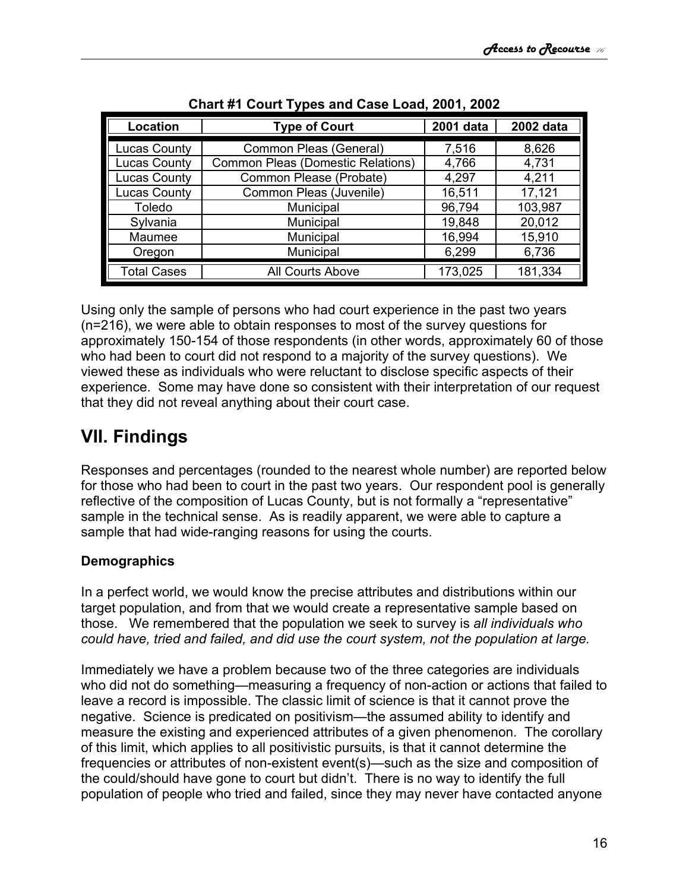**Chart #1 Court Types and Case Load, 2001, 2002**

| Location | Type of Court | 2001 data | 2002 data |
|---|---|---|---|
| Lucas County | Common Pleas (General) | 7,516 | 8,626 |
| Lucas County | Common Pleas (Domestic Relations) | 4,766 | 4,731 |
| Lucas County | Common Please (Probate) | 4,297 | 4,211 |
| Lucas County | Common Pleas (Juvenile) | 16,511 | 17,121 |
| Toledo | Municipal | 96,794 | 103,987 |
| Sylvania | Municipal | 19,848 | 20,012 |
| Maumee | Municipal | 16,994 | 15,910 |
| Oregon | Municipal | 6,299 | 6,736 |
| Total Cases | All Courts Above | 173,025 | 181,334 |

Using only the sample of persons who had court experience in the past two years (n=216), we were able to obtain responses to most of the survey questions for approximately 150-154 of those respondents (in other words, approximately 60 of those who had been to court did not respond to a majority of the survey questions). We viewed these as individuals who were reluctant to disclose specific aspects of their experience. Some may have done so consistent with their interpretation of our request that they did not reveal anything about their court case.

## VII. Findings

Responses and percentages (rounded to the nearest whole number) are reported below for those who had been to court in the past two years. Our respondent pool is generally reflective of the composition of Lucas County, but is not formally a "representative" sample in the technical sense. As is readily apparent, we were able to capture a sample that had wide-ranging reasons for using the courts.

### Demographics

In a perfect world, we would know the precise attributes and distributions within our target population, and from that we would create a representative sample based on those. We remembered that the population we seek to survey is *all individuals who could have, tried and failed, and did use the court system, not the population at large.*

Immediately we have a problem because two of the three categories are individuals who did not do something—measuring a frequency of non-action or actions that failed to leave a record is impossible. The classic limit of science is that it cannot prove the negative. Science is predicated on positivism—the assumed ability to identify and measure the existing and experienced attributes of a given phenomenon. The corollary of this limit, which applies to all positivistic pursuits, is that it cannot determine the frequencies or attributes of non-existent event(s)—such as the size and composition of the could/should have gone to court but didn't. There is no way to identify the full population of people who tried and failed, since they may never have contacted anyone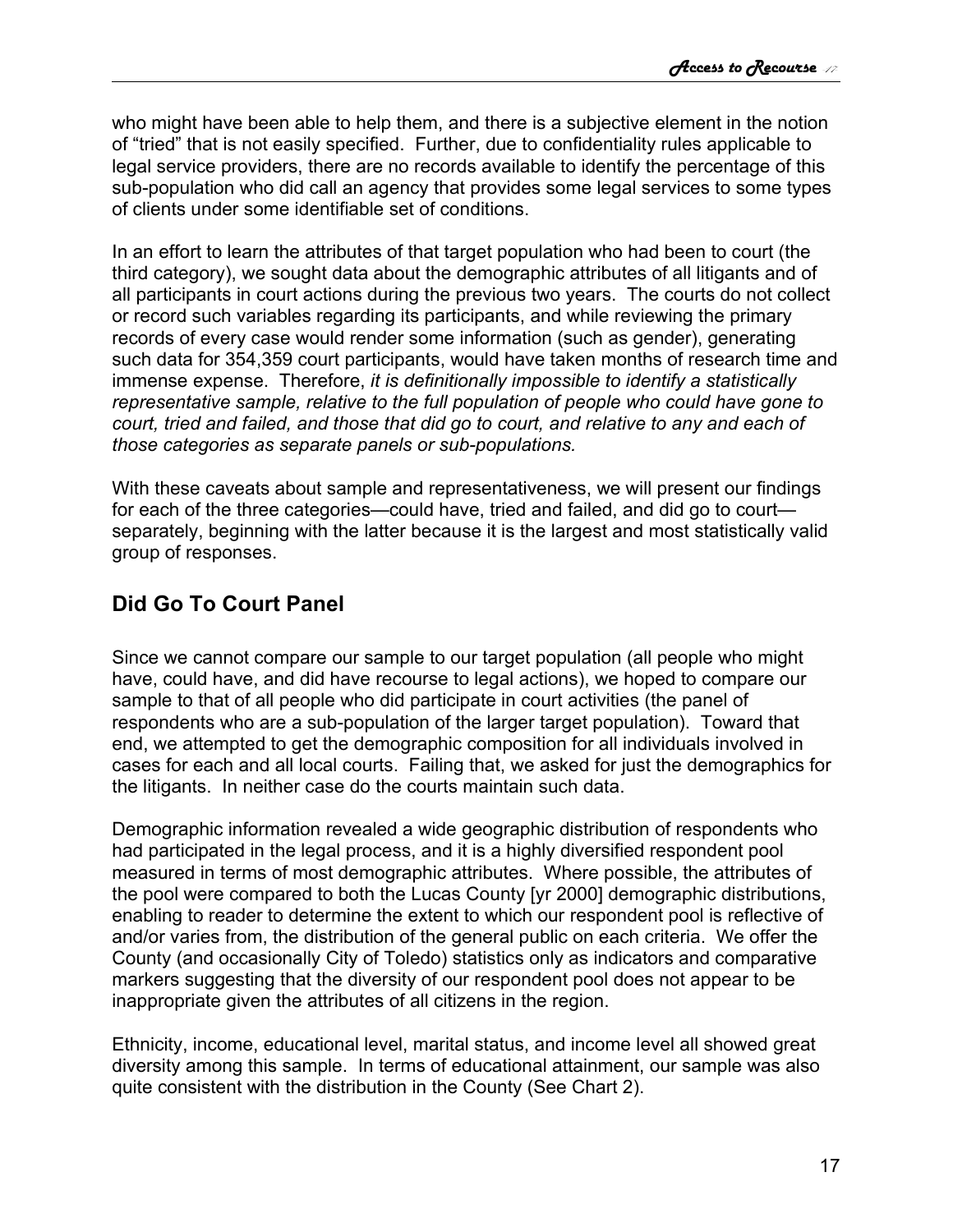who might have been able to help them, and there is a subjective element in the notion of "tried" that is not easily specified. Further, due to confidentiality rules applicable to legal service providers, there are no records available to identify the percentage of this sub-population who did call an agency that provides some legal services to some types of clients under some identifiable set of conditions.

In an effort to learn the attributes of that target population who had been to court (the third category), we sought data about the demographic attributes of all litigants and of all participants in court actions during the previous two years. The courts do not collect or record such variables regarding its participants, and while reviewing the primary records of every case would render some information (such as gender), generating such data for 354,359 court participants, would have taken months of research time and immense expense. Therefore, *it is definitionally impossible to identify a statistically representative sample, relative to the full population of people who could have gone to court, tried and failed, and those that did go to court, and relative to any and each of those categories as separate panels or sub-populations.*

With these caveats about sample and representativeness, we will present our findings for each of the three categories—could have, tried and failed, and did go to court—separately, beginning with the latter because it is the largest and most statistically valid group of responses.

## Did Go To Court Panel

Since we cannot compare our sample to our target population (all people who might have, could have, and did have recourse to legal actions), we hoped to compare our sample to that of all people who did participate in court activities (the panel of respondents who are a sub-population of the larger target population). Toward that end, we attempted to get the demographic composition for all individuals involved in cases for each and all local courts. Failing that, we asked for just the demographics for the litigants. In neither case do the courts maintain such data.

Demographic information revealed a wide geographic distribution of respondents who had participated in the legal process, and it is a highly diversified respondent pool measured in terms of most demographic attributes. Where possible, the attributes of the pool were compared to both the Lucas County [yr 2000] demographic distributions, enabling to reader to determine the extent to which our respondent pool is reflective of and/or varies from, the distribution of the general public on each criteria. We offer the County (and occasionally City of Toledo) statistics only as indicators and comparative markers suggesting that the diversity of our respondent pool does not appear to be inappropriate given the attributes of all citizens in the region.

Ethnicity, income, educational level, marital status, and income level all showed great diversity among this sample. In terms of educational attainment, our sample was also quite consistent with the distribution in the County (See Chart 2).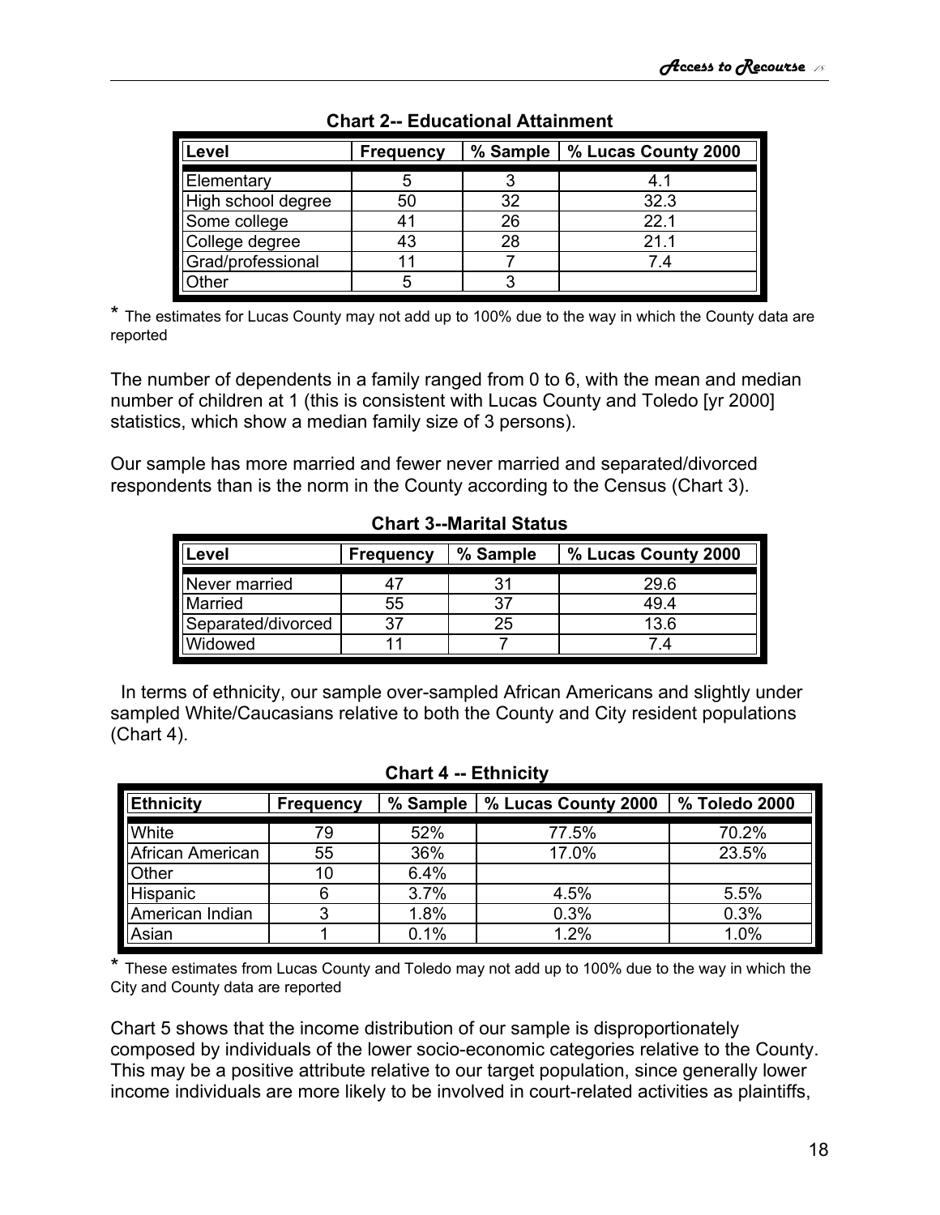**Chart 2-- Educational Attainment**

| Level | Frequency | % Sample | % Lucas County 2000 |
|---|---|---|---|
| Elementary | 5 | 3 | 4.1 |
| High school degree | 50 | 32 | 32.3 |
| Some college | 41 | 26 | 22.1 |
| College degree | 43 | 28 | 21.1 |
| Grad/professional | 11 | 7 | 7.4 |
| Other | 5 | 3 | |

* The estimates for Lucas County may not add up to 100% due to the way in which the County data are reported

The number of dependents in a family ranged from 0 to 6, with the mean and median number of children at 1 (this is consistent with Lucas County and Toledo [yr 2000] statistics, which show a median family size of 3 persons).

Our sample has more married and fewer never married and separated/divorced respondents than is the norm in the County according to the Census (Chart 3).

**Chart 3--Marital Status**

| Level | Frequency | % Sample | % Lucas County 2000 |
|---|---|---|---|
| Never married | 47 | 31 | 29.6 |
| Married | 55 | 37 | 49.4 |
| Separated/divorced | 37 | 25 | 13.6 |
| Widowed | 11 | 7 | 7.4 |

In terms of ethnicity, our sample over-sampled African Americans and slightly under sampled White/Caucasians relative to both the County and City resident populations (Chart 4).

**Chart 4 -- Ethnicity**

| Ethnicity | Frequency | % Sample | % Lucas County 2000 | % Toledo 2000 |
|---|---|---|---|---|
| White | 79 | 52% | 77.5% | 70.2% |
| African American | 55 | 36% | 17.0% | 23.5% |
| Other | 10 | 6.4% | | |
| Hispanic | 6 | 3.7% | 4.5% | 5.5% |
| American Indian | 3 | 1.8% | 0.3% | 0.3% |
| Asian | 1 | 0.1% | 1.2% | 1.0% |

* These estimates from Lucas County and Toledo may not add up to 100% due to the way in which the City and County data are reported

Chart 5 shows that the income distribution of our sample is disproportionately composed by individuals of the lower socio-economic categories relative to the County. This may be a positive attribute relative to our target population, since generally lower income individuals are more likely to be involved in court-related activities as plaintiffs,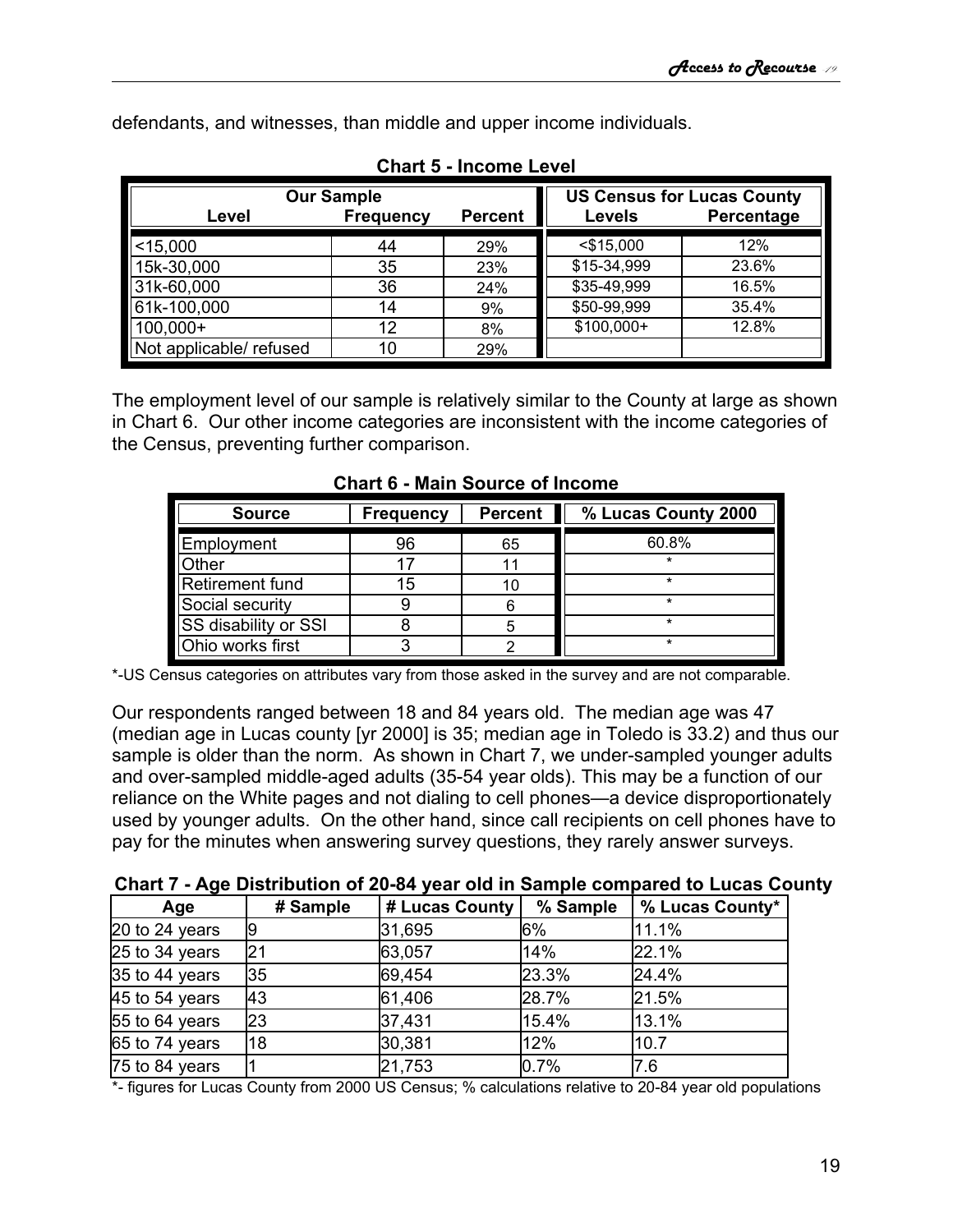defendants, and witnesses, than middle and upper income individuals.

**Chart 5 - Income Level**

| Our Sample | | | US Census for Lucas County | |
|---|---|---|---|---|
| Level | Frequency | Percent | Levels | Percentage |
| <15,000 | 44 | 29% | <$15,000 | 12% |
| 15k-30,000 | 35 | 23% | $15-34,999 | 23.6% |
| 31k-60,000 | 36 | 24% | $35-49,999 | 16.5% |
| 61k-100,000 | 14 | 9% | $50-99,999 | 35.4% |
| 100,000+ | 12 | 8% | $100,000+ | 12.8% |
| Not applicable/ refused | 10 | 29% | | |

The employment level of our sample is relatively similar to the County at large as shown in Chart 6. Our other income categories are inconsistent with the income categories of the Census, preventing further comparison.

**Chart 6 - Main Source of Income**

| Source | Frequency | Percent | % Lucas County 2000 |
|---|---|---|---|
| Employment | 96 | 65 | 60.8% |
| Other | 17 | 11 | * |
| Retirement fund | 15 | 10 | * |
| Social security | 9 | 6 | * |
| SS disability or SSI | 8 | 5 | * |
| Ohio works first | 3 | 2 | * |

*-US Census categories on attributes vary from those asked in the survey and are not comparable.

Our respondents ranged between 18 and 84 years old. The median age was 47 (median age in Lucas county [yr 2000] is 35; median age in Toledo is 33.2) and thus our sample is older than the norm. As shown in Chart 7, we under-sampled younger adults and over-sampled middle-aged adults (35-54 year olds). This may be a function of our reliance on the White pages and not dialing to cell phones—a device disproportionately used by younger adults. On the other hand, since call recipients on cell phones have to pay for the minutes when answering survey questions, they rarely answer surveys.

**Chart 7 - Age Distribution of 20-84 year old in Sample compared to Lucas County**

| Age | # Sample | # Lucas County | % Sample | % Lucas County* |
|---|---|---|---|---|
| 20 to 24 years | 9 | 31,695 | 6% | 11.1% |
| 25 to 34 years | 21 | 63,057 | 14% | 22.1% |
| 35 to 44 years | 35 | 69,454 | 23.3% | 24.4% |
| 45 to 54 years | 43 | 61,406 | 28.7% | 21.5% |
| 55 to 64 years | 23 | 37,431 | 15.4% | 13.1% |
| 65 to 74 years | 18 | 30,381 | 12% | 10.7 |
| 75 to 84 years | 1 | 21,753 | 0.7% | 7.6 |

*- figures for Lucas County from 2000 US Census; % calculations relative to 20-84 year old populations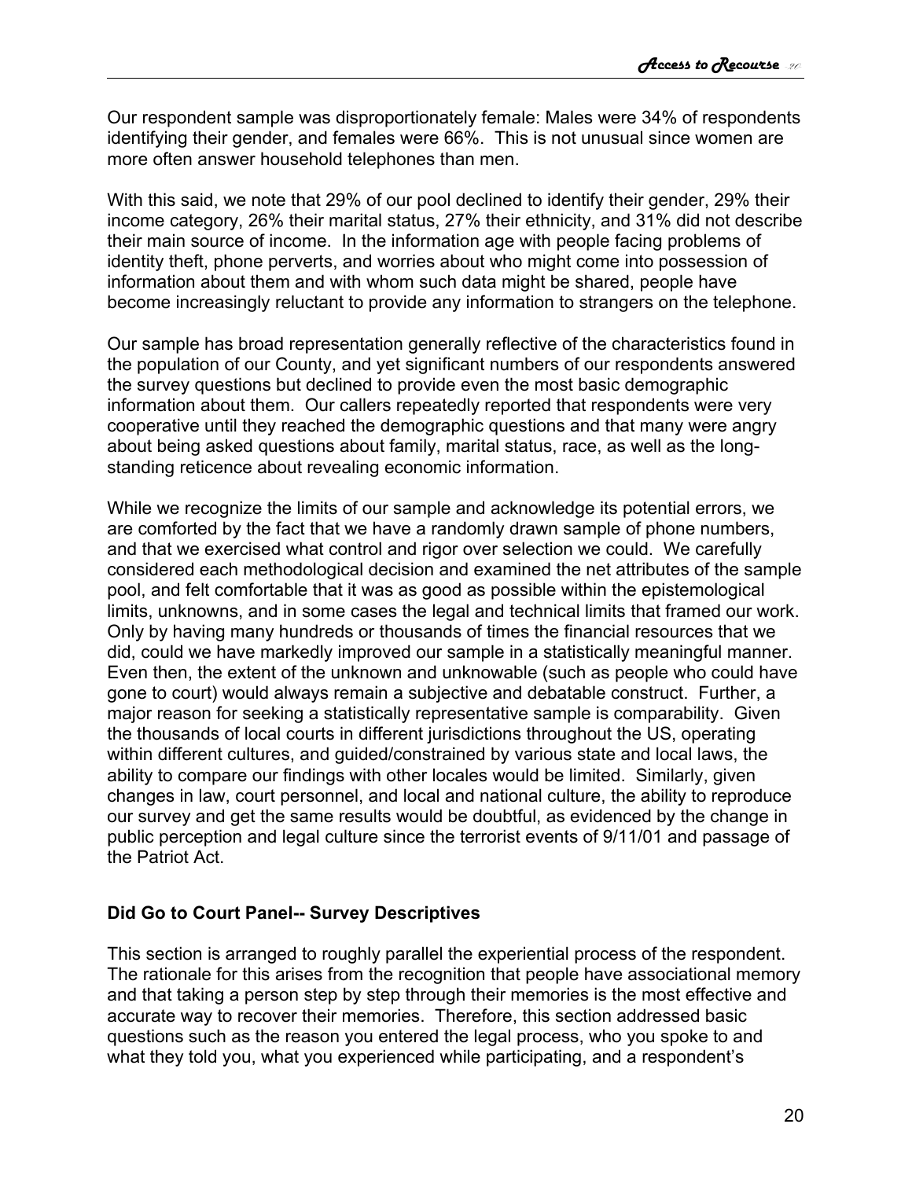Our respondent sample was disproportionately female: Males were 34% of respondents identifying their gender, and females were 66%. This is not unusual since women are more often answer household telephones than men.

With this said, we note that 29% of our pool declined to identify their gender, 29% their income category, 26% their marital status, 27% their ethnicity, and 31% did not describe their main source of income. In the information age with people facing problems of identity theft, phone perverts, and worries about who might come into possession of information about them and with whom such data might be shared, people have become increasingly reluctant to provide any information to strangers on the telephone.

Our sample has broad representation generally reflective of the characteristics found in the population of our County, and yet significant numbers of our respondents answered the survey questions but declined to provide even the most basic demographic information about them. Our callers repeatedly reported that respondents were very cooperative until they reached the demographic questions and that many were angry about being asked questions about family, marital status, race, as well as the long-standing reticence about revealing economic information.

While we recognize the limits of our sample and acknowledge its potential errors, we are comforted by the fact that we have a randomly drawn sample of phone numbers, and that we exercised what control and rigor over selection we could. We carefully considered each methodological decision and examined the net attributes of the sample pool, and felt comfortable that it was as good as possible within the epistemological limits, unknowns, and in some cases the legal and technical limits that framed our work. Only by having many hundreds or thousands of times the financial resources that we did, could we have markedly improved our sample in a statistically meaningful manner. Even then, the extent of the unknown and unknowable (such as people who could have gone to court) would always remain a subjective and debatable construct. Further, a major reason for seeking a statistically representative sample is comparability. Given the thousands of local courts in different jurisdictions throughout the US, operating within different cultures, and guided/constrained by various state and local laws, the ability to compare our findings with other locales would be limited. Similarly, given changes in law, court personnel, and local and national culture, the ability to reproduce our survey and get the same results would be doubtful, as evidenced by the change in public perception and legal culture since the terrorist events of 9/11/01 and passage of the Patriot Act.

### Did Go to Court Panel-- Survey Descriptives

This section is arranged to roughly parallel the experiential process of the respondent. The rationale for this arises from the recognition that people have associational memory and that taking a person step by step through their memories is the most effective and accurate way to recover their memories. Therefore, this section addressed basic questions such as the reason you entered the legal process, who you spoke to and what they told you, what you experienced while participating, and a respondent's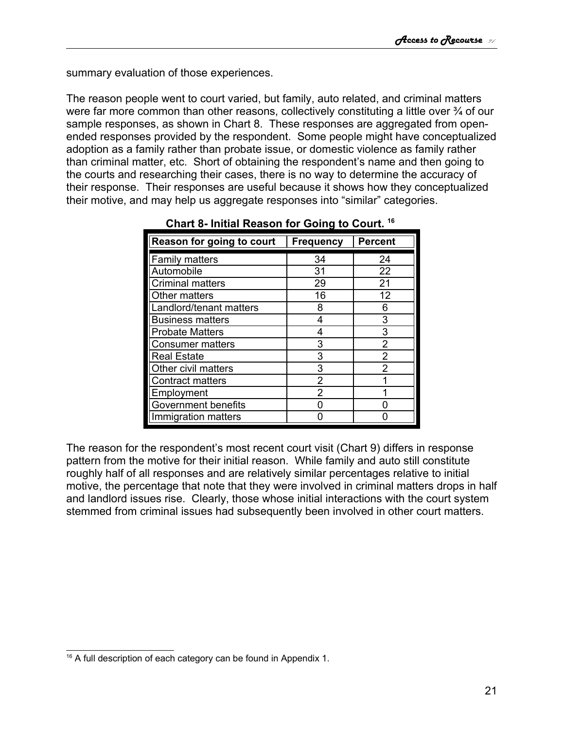summary evaluation of those experiences.

The reason people went to court varied, but family, auto related, and criminal matters were far more common than other reasons, collectively constituting a little over ¾ of our sample responses, as shown in Chart 8. These responses are aggregated from open-ended responses provided by the respondent. Some people might have conceptualized adoption as a family rather than probate issue, or domestic violence as family rather than criminal matter, etc. Short of obtaining the respondent's name and then going to the courts and researching their cases, there is no way to determine the accuracy of their response. Their responses are useful because it shows how they conceptualized their motive, and may help us aggregate responses into "similar" categories.

**Chart 8- Initial Reason for Going to Court.** [16]

| Reason for going to court | Frequency | Percent |
|---|---|---|
| Family matters | 34 | 24 |
| Automobile | 31 | 22 |
| Criminal matters | 29 | 21 |
| Other matters | 16 | 12 |
| Landlord/tenant matters | 8 | 6 |
| Business matters | 4 | 3 |
| Probate Matters | 4 | 3 |
| Consumer matters | 3 | 2 |
| Real Estate | 3 | 2 |
| Other civil matters | 3 | 2 |
| Contract matters | 2 | 1 |
| Employment | 2 | 1 |
| Government benefits | 0 | 0 |
| Immigration matters | 0 | 0 |

The reason for the respondent's most recent court visit (Chart 9) differs in response pattern from the motive for their initial reason. While family and auto still constitute roughly half of all responses and are relatively similar percentages relative to initial motive, the percentage that note that they were involved in criminal matters drops in half and landlord issues rise. Clearly, those whose initial interactions with the court system stemmed from criminal issues had subsequently been involved in other court matters.

[16] A full description of each category can be found in Appendix 1.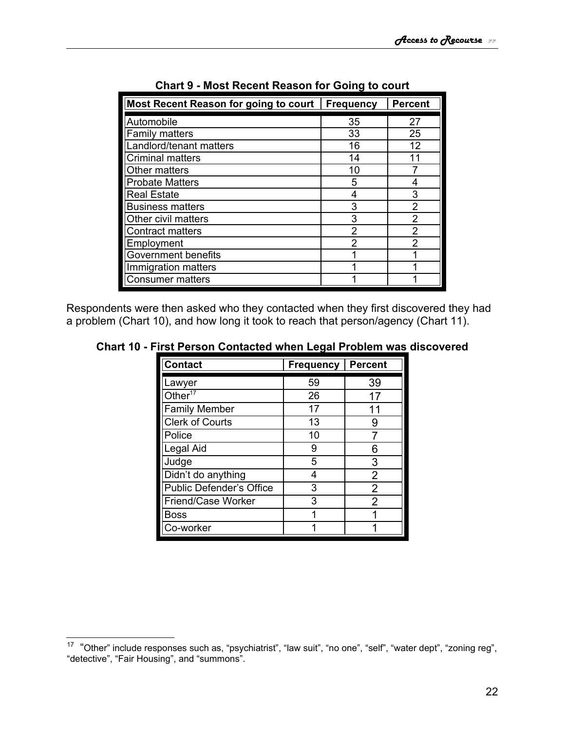**Chart 9 - Most Recent Reason for Going to court**

| Most Recent Reason for going to court | Frequency | Percent |
|---|---|---|
| Automobile | 35 | 27 |
| Family matters | 33 | 25 |
| Landlord/tenant matters | 16 | 12 |
| Criminal matters | 14 | 11 |
| Other matters | 10 | 7 |
| Probate Matters | 5 | 4 |
| Real Estate | 4 | 3 |
| Business matters | 3 | 2 |
| Other civil matters | 3 | 2 |
| Contract matters | 2 | 2 |
| Employment | 2 | 2 |
| Government benefits | 1 | 1 |
| Immigration matters | 1 | 1 |
| Consumer matters | 1 | 1 |

Respondents were then asked who they contacted when they first discovered they had a problem (Chart 10), and how long it took to reach that person/agency (Chart 11).

**Chart 10 - First Person Contacted when Legal Problem was discovered**

| Contact | Frequency | Percent |
|---|---|---|
| Lawyer | 59 | 39 |
| Other[17] | 26 | 17 |
| Family Member | 17 | 11 |
| Clerk of Courts | 13 | 9 |
| Police | 10 | 7 |
| Legal Aid | 9 | 6 |
| Judge | 5 | 3 |
| Didn't do anything | 4 | 2 |
| Public Defender's Office | 3 | 2 |
| Friend/Case Worker | 3 | 2 |
| Boss | 1 | 1 |
| Co-worker | 1 | 1 |

[17] "Other" include responses such as, "psychiatrist", "law suit", "no one", "self", "water dept", "zoning reg", "detective", "Fair Housing", and "summons".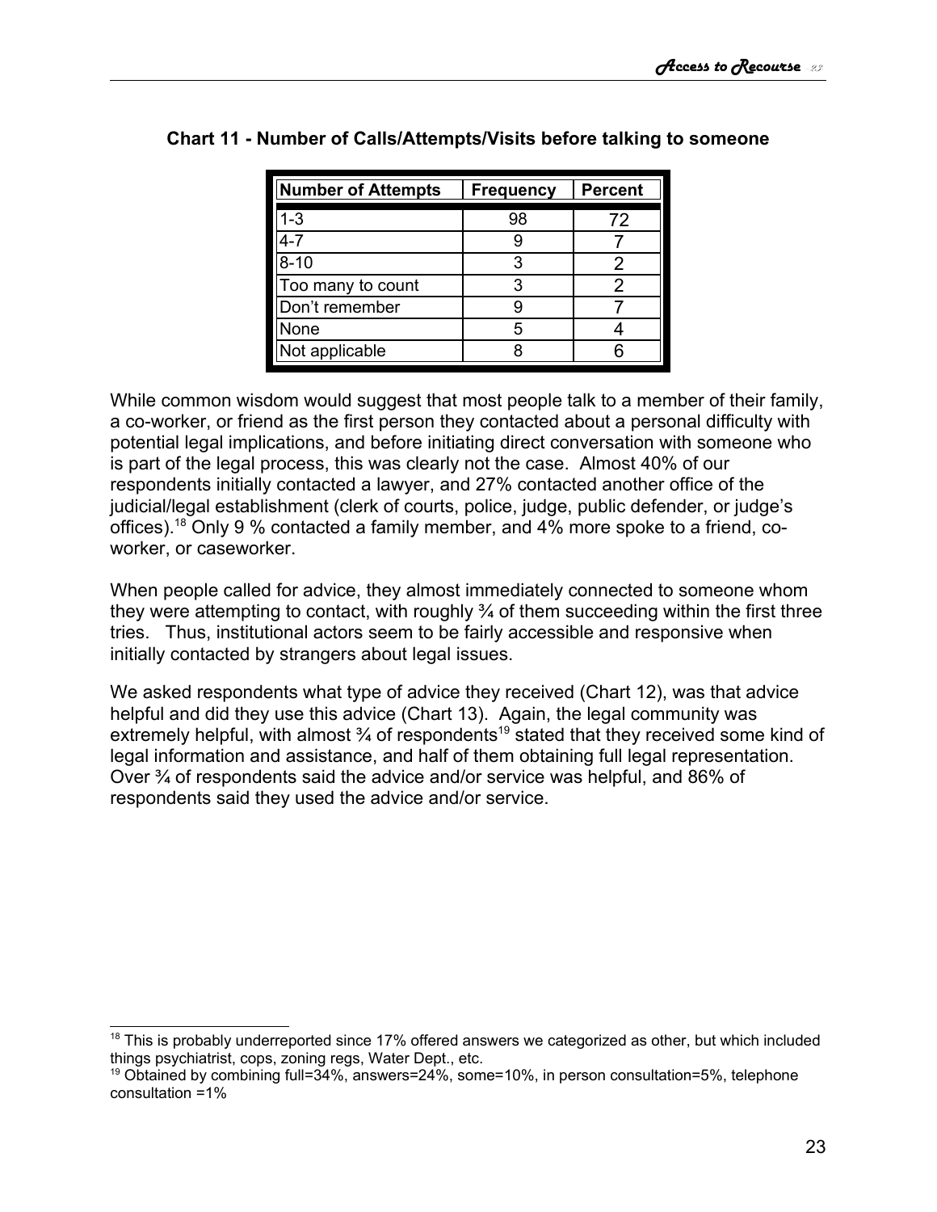**Chart 11 - Number of Calls/Attempts/Visits before talking to someone**

| Number of Attempts | Frequency | Percent |
|---|---|---|
| 1-3 | 98 | 72 |
| 4-7 | 9 | 7 |
| 8-10 | 3 | 2 |
| Too many to count | 3 | 2 |
| Don't remember | 9 | 7 |
| None | 5 | 4 |
| Not applicable | 8 | 6 |

While common wisdom would suggest that most people talk to a member of their family, a co-worker, or friend as the first person they contacted about a personal difficulty with potential legal implications, and before initiating direct conversation with someone who is part of the legal process, this was clearly not the case. Almost 40% of our respondents initially contacted a lawyer, and 27% contacted another office of the judicial/legal establishment (clerk of courts, police, judge, public defender, or judge's offices).[18] Only 9 % contacted a family member, and 4% more spoke to a friend, co-worker, or caseworker.

When people called for advice, they almost immediately connected to someone whom they were attempting to contact, with roughly ¾ of them succeeding within the first three tries. Thus, institutional actors seem to be fairly accessible and responsive when initially contacted by strangers about legal issues.

We asked respondents what type of advice they received (Chart 12), was that advice helpful and did they use this advice (Chart 13). Again, the legal community was extremely helpful, with almost ¾ of respondents[19] stated that they received some kind of legal information and assistance, and half of them obtaining full legal representation. Over ¾ of respondents said the advice and/or service was helpful, and 86% of respondents said they used the advice and/or service.

---

[18] This is probably underreported since 17% offered answers we categorized as other, but which included things psychiatrist, cops, zoning regs, Water Dept., etc.

[19] Obtained by combining full=34%, answers=24%, some=10%, in person consultation=5%, telephone consultation =1%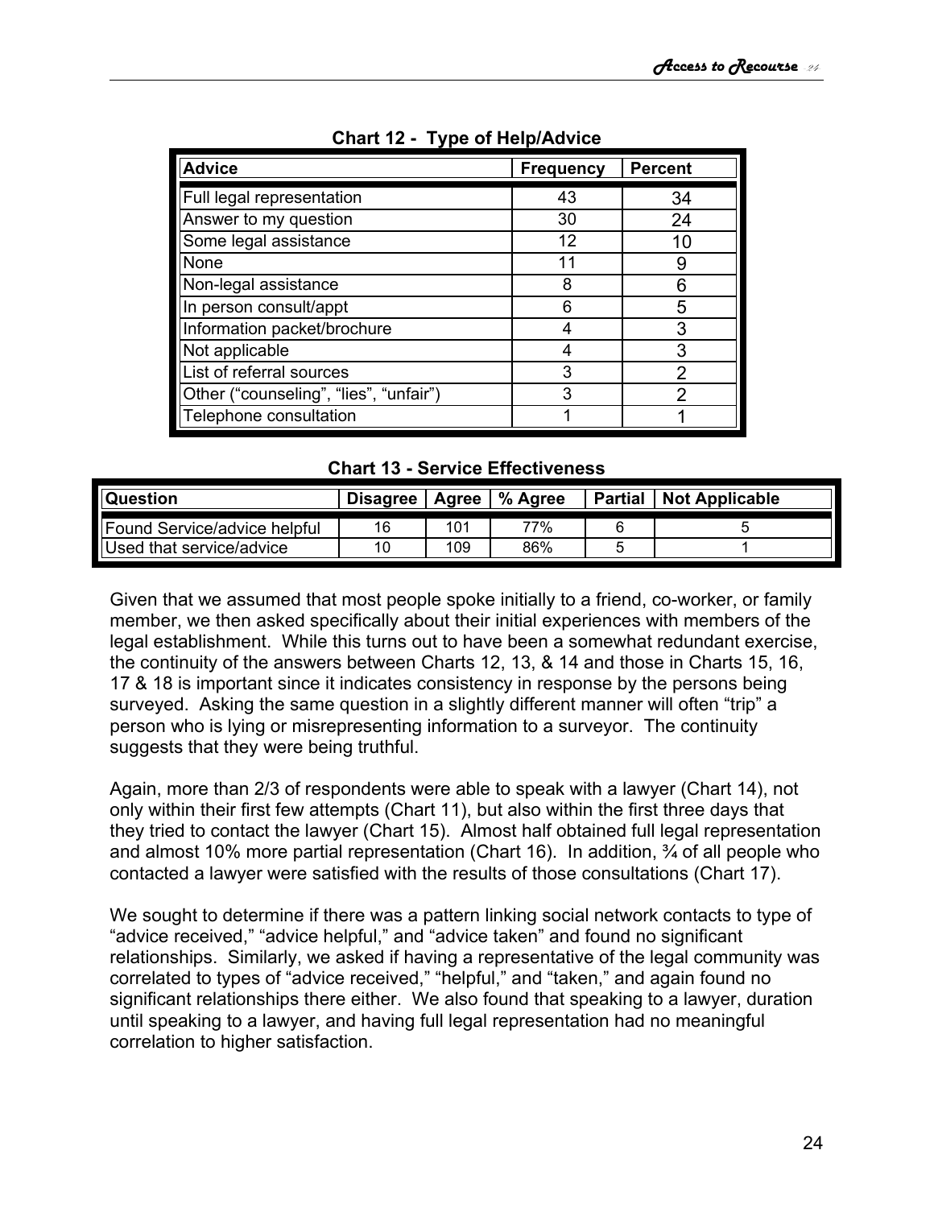**Chart 12 - Type of Help/Advice**

| Advice | Frequency | Percent |
|---|---|---|
| Full legal representation | 43 | 34 |
| Answer to my question | 30 | 24 |
| Some legal assistance | 12 | 10 |
| None | 11 | 9 |
| Non-legal assistance | 8 | 6 |
| In person consult/appt | 6 | 5 |
| Information packet/brochure | 4 | 3 |
| Not applicable | 4 | 3 |
| List of referral sources | 3 | 2 |
| Other ("counseling", "lies", "unfair") | 3 | 2 |
| Telephone consultation | 1 | 1 |

**Chart 13 - Service Effectiveness**

| Question | Disagree | Agree | % Agree | Partial | Not Applicable |
|---|---|---|---|---|---|
| Found Service/advice helpful | 16 | 101 | 77% | 6 | 5 |
| Used that service/advice | 10 | 109 | 86% | 5 | 1 |

Given that we assumed that most people spoke initially to a friend, co-worker, or family member, we then asked specifically about their initial experiences with members of the legal establishment. While this turns out to have been a somewhat redundant exercise, the continuity of the answers between Charts 12, 13, & 14 and those in Charts 15, 16, 17 & 18 is important since it indicates consistency in response by the persons being surveyed. Asking the same question in a slightly different manner will often "trip" a person who is lying or misrepresenting information to a surveyor. The continuity suggests that they were being truthful.

Again, more than 2/3 of respondents were able to speak with a lawyer (Chart 14), not only within their first few attempts (Chart 11), but also within the first three days that they tried to contact the lawyer (Chart 15). Almost half obtained full legal representation and almost 10% more partial representation (Chart 16). In addition, ¾ of all people who contacted a lawyer were satisfied with the results of those consultations (Chart 17).

We sought to determine if there was a pattern linking social network contacts to type of "advice received," "advice helpful," and "advice taken" and found no significant relationships. Similarly, we asked if having a representative of the legal community was correlated to types of "advice received," "helpful," and "taken," and again found no significant relationships there either. We also found that speaking to a lawyer, duration until speaking to a lawyer, and having full legal representation had no meaningful correlation to higher satisfaction.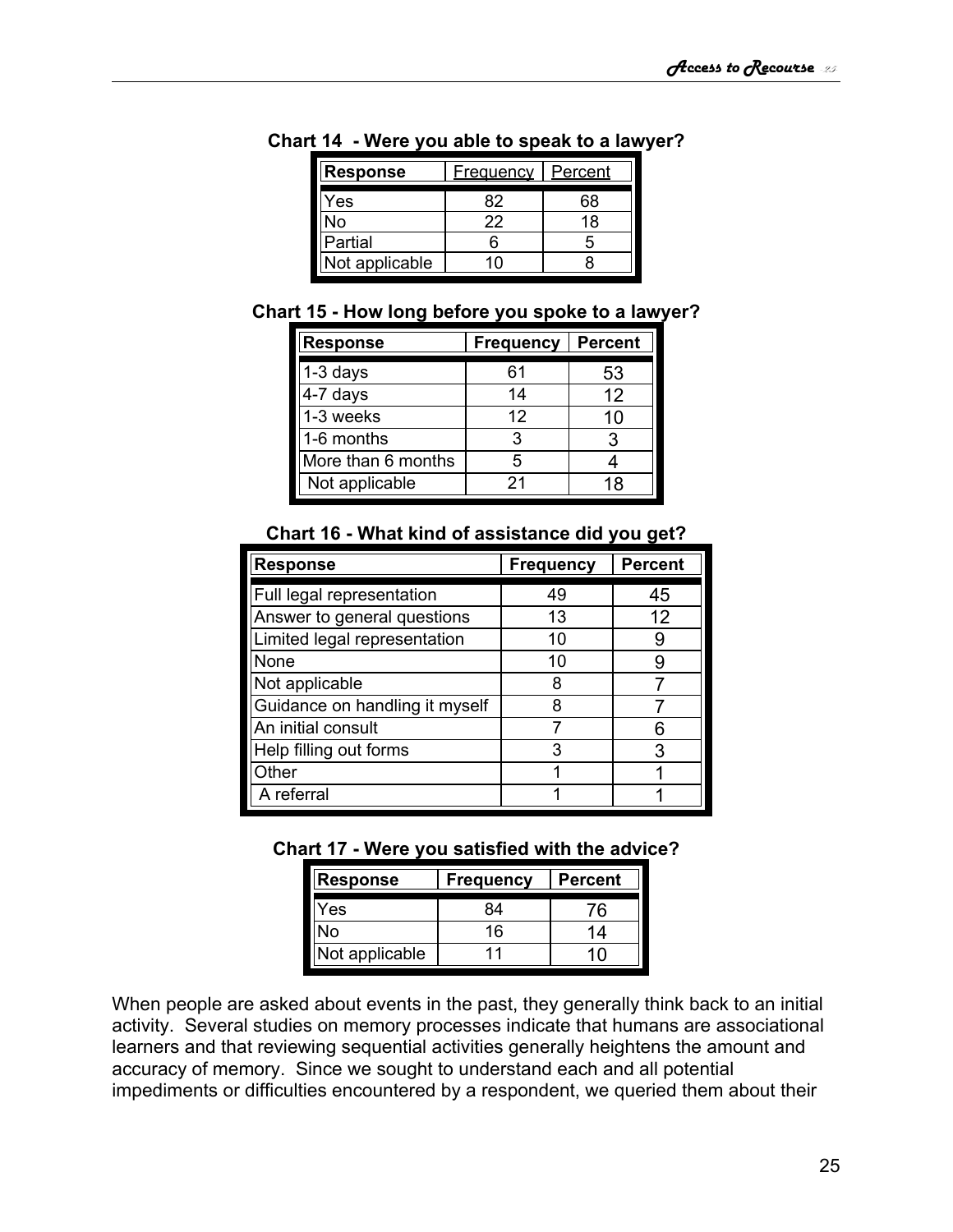**Chart 14 - Were you able to speak to a lawyer?**

| Response | Frequency | Percent |
|---|---|---|
| Yes | 82 | 68 |
| No | 22 | 18 |
| Partial | 6 | 5 |
| Not applicable | 10 | 8 |

**Chart 15 - How long before you spoke to a lawyer?**

| Response | Frequency | Percent |
|---|---|---|
| 1-3 days | 61 | 53 |
| 4-7 days | 14 | 12 |
| 1-3 weeks | 12 | 10 |
| 1-6 months | 3 | 3 |
| More than 6 months | 5 | 4 |
| Not applicable | 21 | 18 |

**Chart 16 - What kind of assistance did you get?**

| Response | Frequency | Percent |
|---|---|---|
| Full legal representation | 49 | 45 |
| Answer to general questions | 13 | 12 |
| Limited legal representation | 10 | 9 |
| None | 10 | 9 |
| Not applicable | 8 | 7 |
| Guidance on handling it myself | 8 | 7 |
| An initial consult | 7 | 6 |
| Help filling out forms | 3 | 3 |
| Other | 1 | 1 |
| A referral | 1 | 1 |

**Chart 17 - Were you satisfied with the advice?**

| Response | Frequency | Percent |
|---|---|---|
| Yes | 84 | 76 |
| No | 16 | 14 |
| Not applicable | 11 | 10 |

When people are asked about events in the past, they generally think back to an initial activity. Several studies on memory processes indicate that humans are associational learners and that reviewing sequential activities generally heightens the amount and accuracy of memory. Since we sought to understand each and all potential impediments or difficulties encountered by a respondent, we queried them about their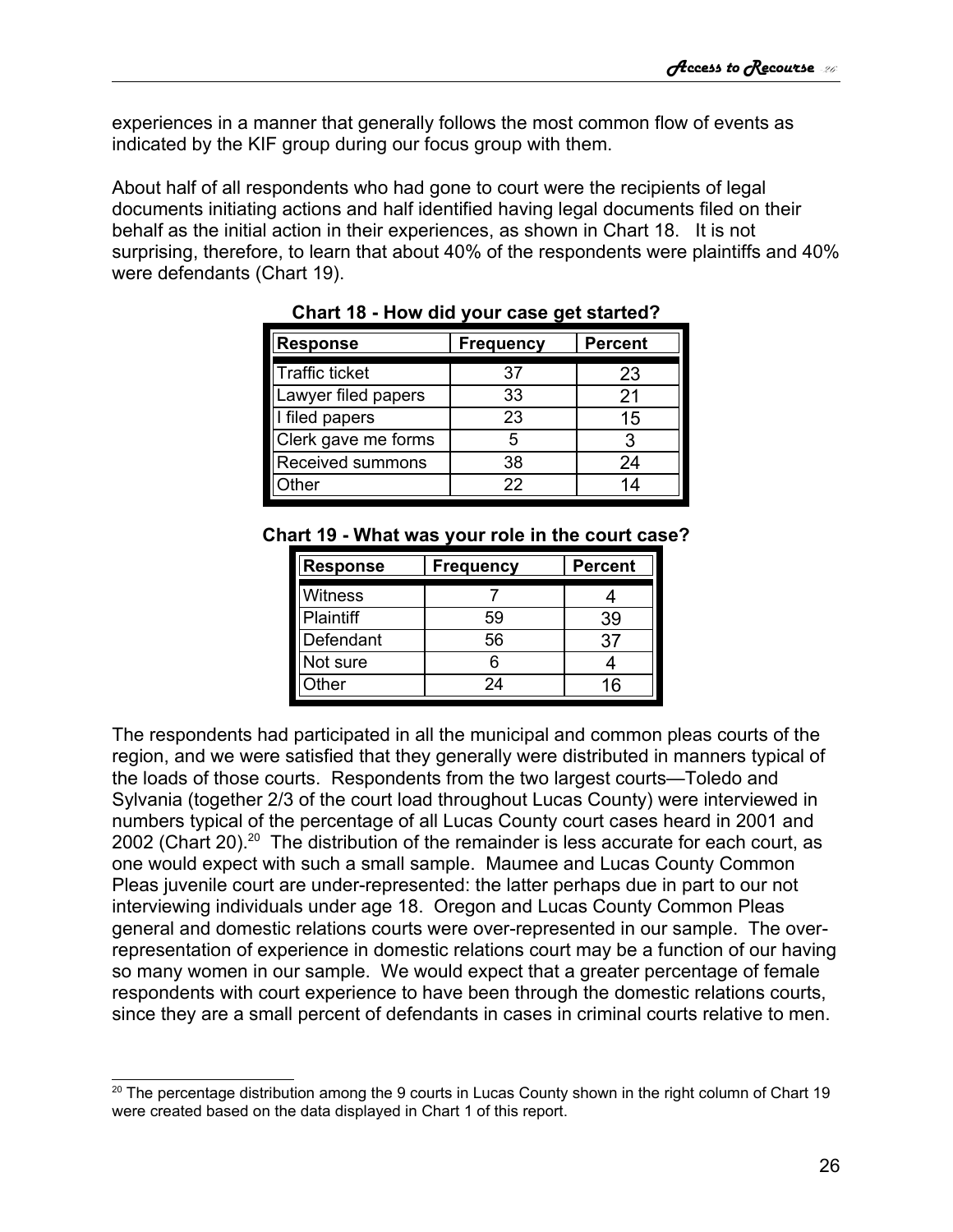experiences in a manner that generally follows the most common flow of events as indicated by the KIF group during our focus group with them.

About half of all respondents who had gone to court were the recipients of legal documents initiating actions and half identified having legal documents filed on their behalf as the initial action in their experiences, as shown in Chart 18. It is not surprising, therefore, to learn that about 40% of the respondents were plaintiffs and 40% were defendants (Chart 19).

**Chart 18 - How did your case get started?**

| Response | Frequency | Percent |
|---|---|---|
| Traffic ticket | 37 | 23 |
| Lawyer filed papers | 33 | 21 |
| I filed papers | 23 | 15 |
| Clerk gave me forms | 5 | 3 |
| Received summons | 38 | 24 |
| Other | 22 | 14 |

**Chart 19 - What was your role in the court case?**

| Response | Frequency | Percent |
|---|---|---|
| Witness | 7 | 4 |
| Plaintiff | 59 | 39 |
| Defendant | 56 | 37 |
| Not sure | 6 | 4 |
| Other | 24 | 16 |

The respondents had participated in all the municipal and common pleas courts of the region, and we were satisfied that they generally were distributed in manners typical of the loads of those courts. Respondents from the two largest courts—Toledo and Sylvania (together 2/3 of the court load throughout Lucas County) were interviewed in numbers typical of the percentage of all Lucas County court cases heard in 2001 and 2002 (Chart 20).[20] The distribution of the remainder is less accurate for each court, as one would expect with such a small sample. Maumee and Lucas County Common Pleas juvenile court are under-represented: the latter perhaps due in part to our not interviewing individuals under age 18. Oregon and Lucas County Common Pleas general and domestic relations courts were over-represented in our sample. The over-representation of experience in domestic relations court may be a function of our having so many women in our sample. We would expect that a greater percentage of female respondents with court experience to have been through the domestic relations courts, since they are a small percent of defendants in cases in criminal courts relative to men.

[20] The percentage distribution among the 9 courts in Lucas County shown in the right column of Chart 19 were created based on the data displayed in Chart 1 of this report.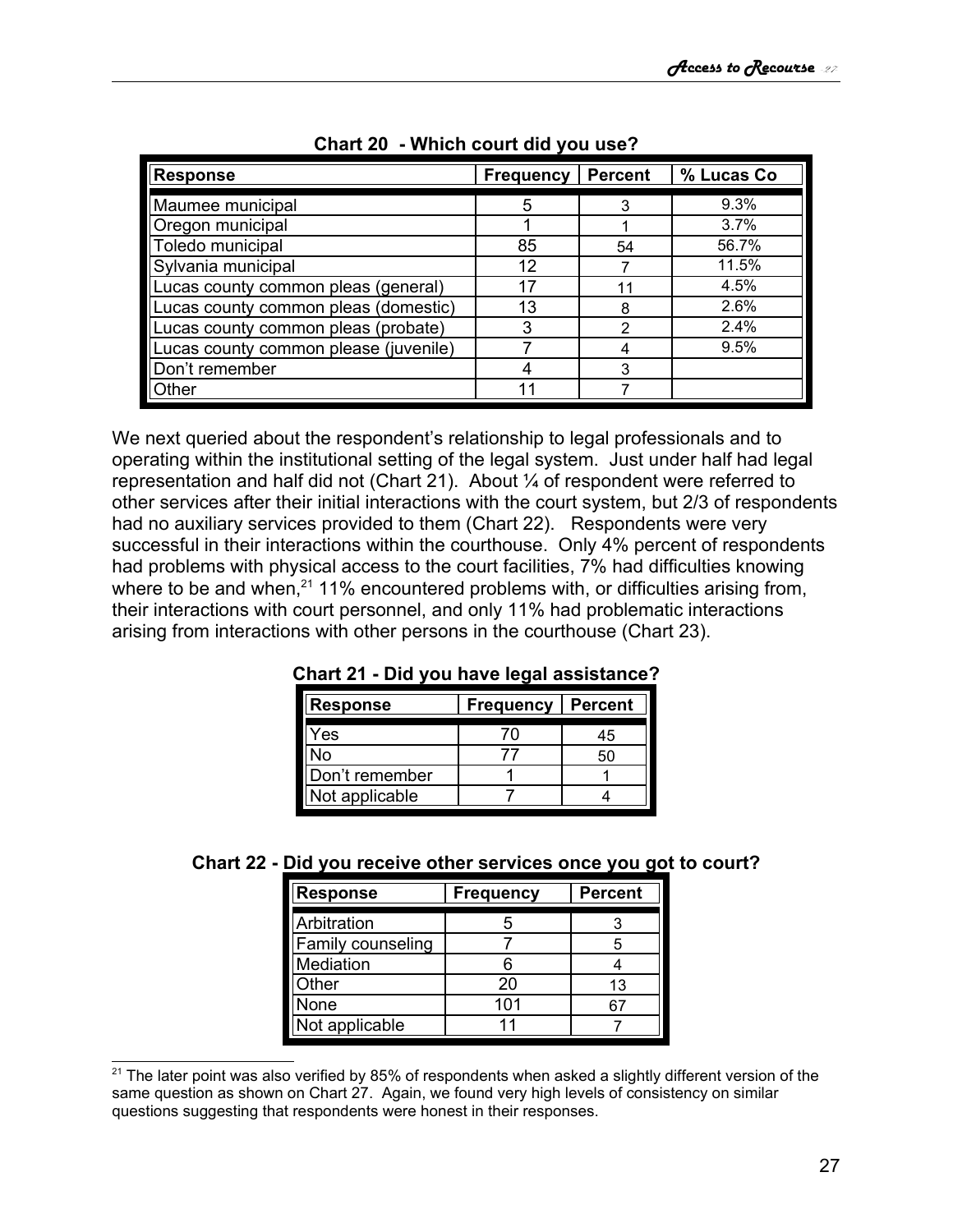**Chart 20 - Which court did you use?**

| Response | Frequency | Percent | % Lucas Co |
|---|---|---|---|
| Maumee municipal | 5 | 3 | 9.3% |
| Oregon municipal | 1 | 1 | 3.7% |
| Toledo municipal | 85 | 54 | 56.7% |
| Sylvania municipal | 12 | 7 | 11.5% |
| Lucas county common pleas (general) | 17 | 11 | 4.5% |
| Lucas county common pleas (domestic) | 13 | 8 | 2.6% |
| Lucas county common pleas (probate) | 3 | 2 | 2.4% |
| Lucas county common please (juvenile) | 7 | 4 | 9.5% |
| Don't remember | 4 | 3 | |
| Other | 11 | 7 | |

We next queried about the respondent's relationship to legal professionals and to operating within the institutional setting of the legal system. Just under half had legal representation and half did not (Chart 21). About ¼ of respondent were referred to other services after their initial interactions with the court system, but 2/3 of respondents had no auxiliary services provided to them (Chart 22). Respondents were very successful in their interactions within the courthouse. Only 4% percent of respondents had problems with physical access to the court facilities, 7% had difficulties knowing where to be and when,[21] 11% encountered problems with, or difficulties arising from, their interactions with court personnel, and only 11% had problematic interactions arising from interactions with other persons in the courthouse (Chart 23).

**Chart 21 - Did you have legal assistance?**

| Response | Frequency | Percent |
|---|---|---|
| Yes | 70 | 45 |
| No | 77 | 50 |
| Don't remember | 1 | 1 |
| Not applicable | 7 | 4 |

**Chart 22 - Did you receive other services once you got to court?**

| Response | Frequency | Percent |
|---|---|---|
| Arbitration | 5 | 3 |
| Family counseling | 7 | 5 |
| Mediation | 6 | 4 |
| Other | 20 | 13 |
| None | 101 | 67 |
| Not applicable | 11 | 7 |

[21] The later point was also verified by 85% of respondents when asked a slightly different version of the same question as shown on Chart 27. Again, we found very high levels of consistency on similar questions suggesting that respondents were honest in their responses.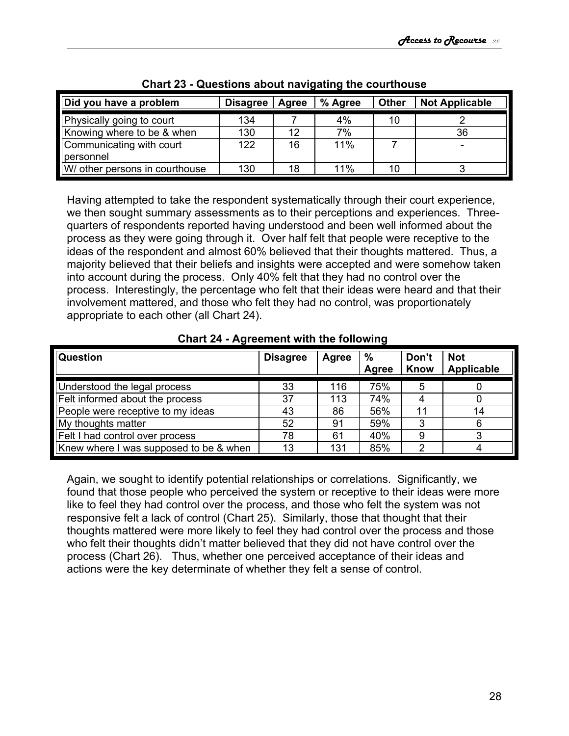**Chart 23 - Questions about navigating the courthouse**

| Did you have a problem | Disagree | Agree | % Agree | Other | Not Applicable |
|---|---|---|---|---|---|
| Physically going to court | 134 | 7 | 4% | 10 | 2 |
| Knowing where to be & when | 130 | 12 | 7% | | 36 |
| Communicating with court personnel | 122 | 16 | 11% | 7 | - |
| W/ other persons in courthouse | 130 | 18 | 11% | 10 | 3 |

Having attempted to take the respondent systematically through their court experience, we then sought summary assessments as to their perceptions and experiences. Three-quarters of respondents reported having understood and been well informed about the process as they were going through it. Over half felt that people were receptive to the ideas of the respondent and almost 60% believed that their thoughts mattered. Thus, a majority believed that their beliefs and insights were accepted and were somehow taken into account during the process. Only 40% felt that they had no control over the process. Interestingly, the percentage who felt that their ideas were heard and that their involvement mattered, and those who felt they had no control, was proportionately appropriate to each other (all Chart 24).

**Chart 24 - Agreement with the following**

| Question | Disagree | Agree | % Agree | Don't Know | Not Applicable |
|---|---|---|---|---|---|
| Understood the legal process | 33 | 116 | 75% | 5 | 0 |
| Felt informed about the process | 37 | 113 | 74% | 4 | 0 |
| People were receptive to my ideas | 43 | 86 | 56% | 11 | 14 |
| My thoughts matter | 52 | 91 | 59% | 3 | 6 |
| Felt I had control over process | 78 | 61 | 40% | 9 | 3 |
| Knew where I was supposed to be & when | 13 | 131 | 85% | 2 | 4 |

Again, we sought to identify potential relationships or correlations. Significantly, we found that those people who perceived the system or receptive to their ideas were more like to feel they had control over the process, and those who felt the system was not responsive felt a lack of control (Chart 25). Similarly, those that thought that their thoughts mattered were more likely to feel they had control over the process and those who felt their thoughts didn't matter believed that they did not have control over the process (Chart 26). Thus, whether one perceived acceptance of their ideas and actions were the key determinate of whether they felt a sense of control.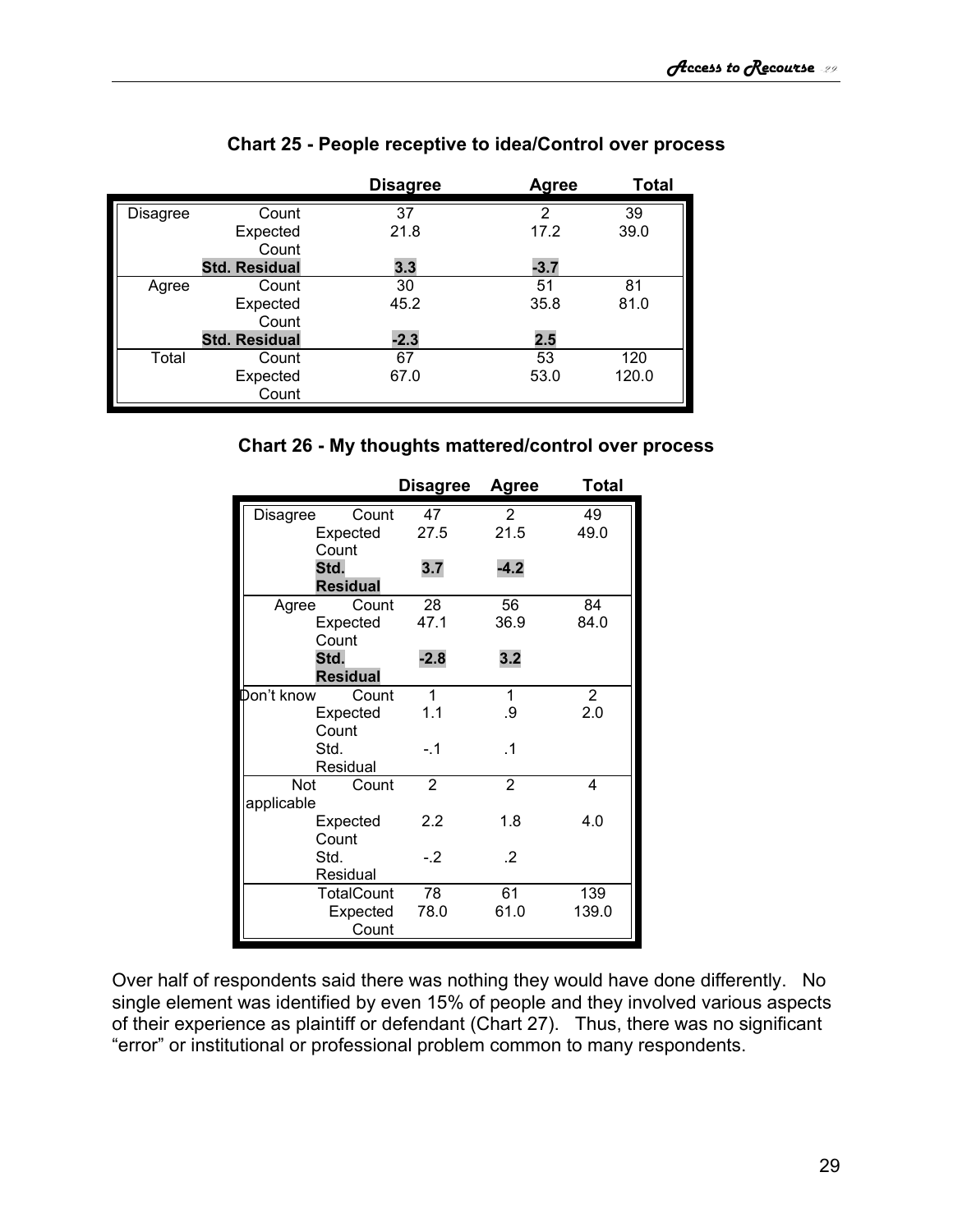### Chart 25 - People receptive to idea/Control over process

| | | Disagree | Agree | Total |
|---|---|---|---|---|
| Disagree | Count | 37 | 2 | 39 |
| | Expected Count | 21.8 | 17.2 | 39.0 |
| | **Std. Residual** | **3.3** | **-3.7** | |
| Agree | Count | 30 | 51 | 81 |
| | Expected Count | 45.2 | 35.8 | 81.0 |
| | **Std. Residual** | **-2.3** | **2.5** | |
| Total | Count | 67 | 53 | 120 |
| | Expected Count | 67.0 | 53.0 | 120.0 |

### Chart 26 - My thoughts mattered/control over process

| | | Disagree | Agree | Total |
|---|---|---|---|---|
| Disagree | Count | 47 | 2 | 49 |
| | Expected Count | 27.5 | 21.5 | 49.0 |
| | **Std. Residual** | **3.7** | **-4.2** | |
| Agree | Count | 28 | 56 | 84 |
| | Expected Count | 47.1 | 36.9 | 84.0 |
| | **Std. Residual** | **-2.8** | **3.2** | |
| Don't know | Count | 1 | 1 | 2 |
| | Expected Count | 1.1 | .9 | 2.0 |
| | Std. Residual | -.1 | .1 | |
| Not applicable | Count | 2 | 2 | 4 |
| | Expected Count | 2.2 | 1.8 | 4.0 |
| | Std. Residual | -.2 | .2 | |
| Total | Count | 78 | 61 | 139 |
| | Expected Count | 78.0 | 61.0 | 139.0 |

Over half of respondents said there was nothing they would have done differently. No single element was identified by even 15% of people and they involved various aspects of their experience as plaintiff or defendant (Chart 27). Thus, there was no significant "error" or institutional or professional problem common to many respondents.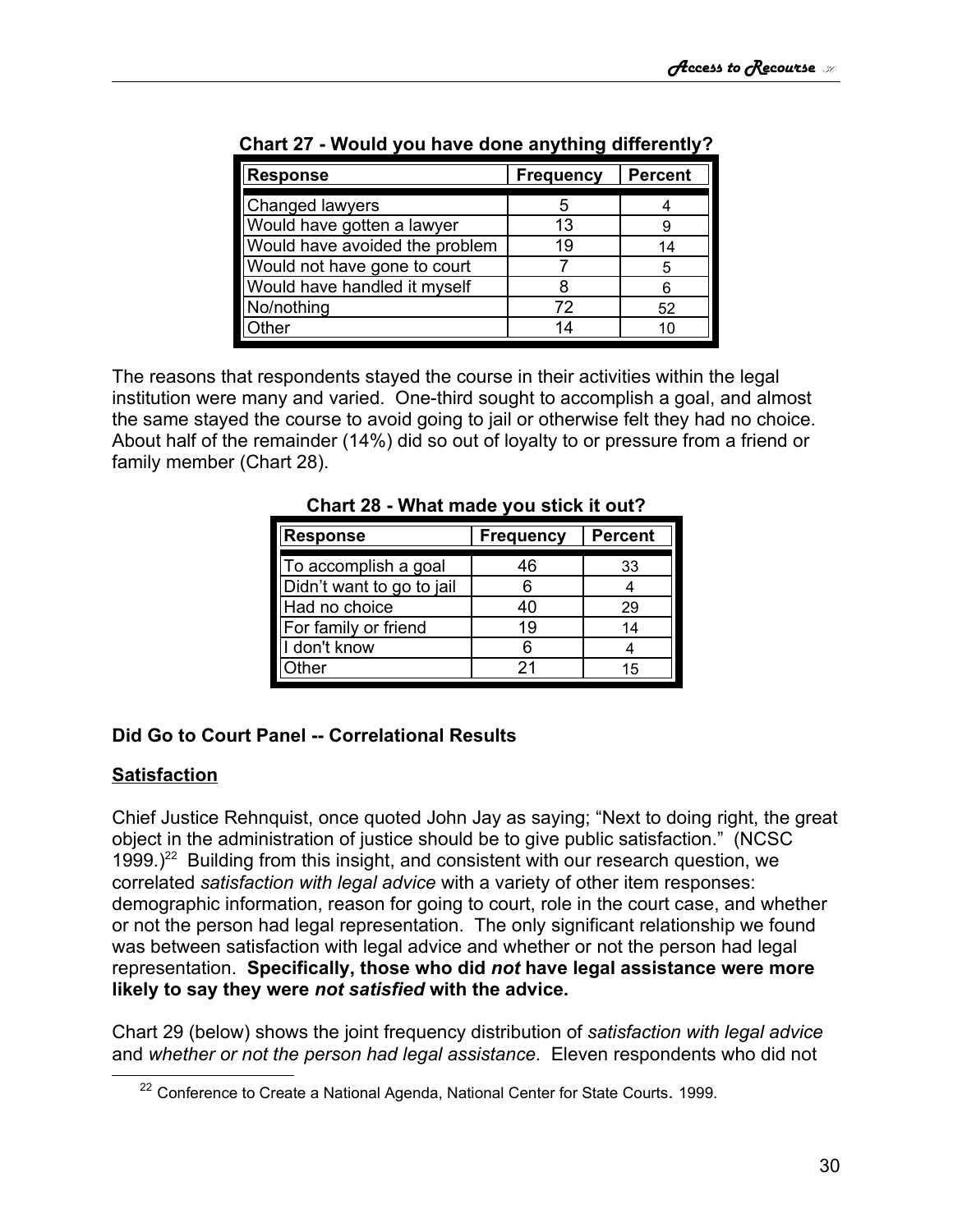**Chart 27 - Would you have done anything differently?**

| Response | Frequency | Percent |
|---|---|---|
| Changed lawyers | 5 | 4 |
| Would have gotten a lawyer | 13 | 9 |
| Would have avoided the problem | 19 | 14 |
| Would not have gone to court | 7 | 5 |
| Would have handled it myself | 8 | 6 |
| No/nothing | 72 | 52 |
| Other | 14 | 10 |

The reasons that respondents stayed the course in their activities within the legal institution were many and varied. One-third sought to accomplish a goal, and almost the same stayed the course to avoid going to jail or otherwise felt they had no choice. About half of the remainder (14%) did so out of loyalty to or pressure from a friend or family member (Chart 28).

**Chart 28 - What made you stick it out?**

| Response | Frequency | Percent |
|---|---|---|
| To accomplish a goal | 46 | 33 |
| Didn't want to go to jail | 6 | 4 |
| Had no choice | 40 | 29 |
| For family or friend | 19 | 14 |
| I don't know | 6 | 4 |
| Other | 21 | 15 |

## Did Go to Court Panel -- Correlational Results

### Satisfaction

Chief Justice Rehnquist, once quoted John Jay as saying; "Next to doing right, the great object in the administration of justice should be to give public satisfaction." (NCSC 1999.)[22] Building from this insight, and consistent with our research question, we correlated *satisfaction with legal advice* with a variety of other item responses: demographic information, reason for going to court, role in the court case, and whether or not the person had legal representation. The only significant relationship we found was between satisfaction with legal advice and whether or not the person had legal representation. **Specifically, those who did *not* have legal assistance were more likely to say they were *not satisfied* with the advice.**

Chart 29 (below) shows the joint frequency distribution of *satisfaction with legal advice* and *whether or not the person had legal assistance*. Eleven respondents who did not

[22] Conference to Create a National Agenda, National Center for State Courts. 1999.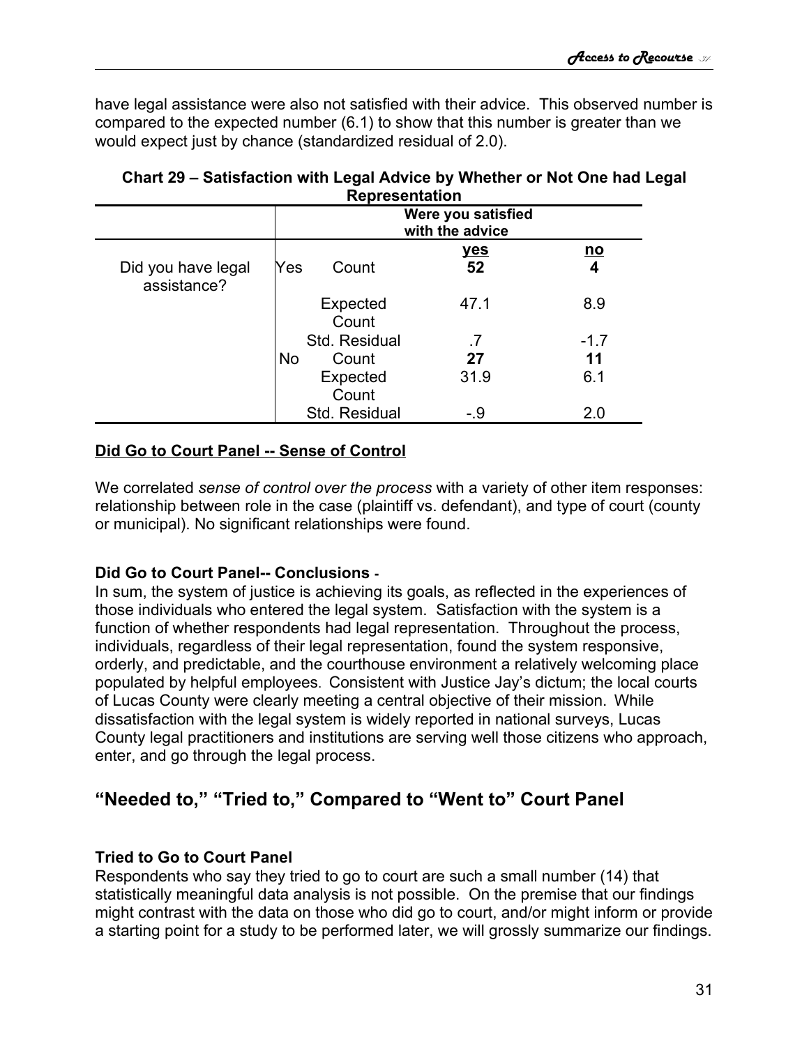have legal assistance were also not satisfied with their advice. This observed number is compared to the expected number (6.1) to show that this number is greater than we would expect just by chance (standardized residual of 2.0).

**Chart 29 – Satisfaction with Legal Advice by Whether or Not One had Legal Representation**

| | | | Were you satisfied with the advice | |
|---|---|---|---|---|
| | | | **yes** | **no** |
| Did you have legal assistance? | Yes | Count | **52** | **4** |
| | | Expected Count | 47.1 | 8.9 |
| | | Std. Residual | .7 | -1.7 |
| | No | Count | **27** | **11** |
| | | Expected Count | 31.9 | 6.1 |
| | | Std. Residual | -.9 | 2.0 |

**Did Go to Court Panel -- Sense of Control**

We correlated *sense of control over the process* with a variety of other item responses: relationship between role in the case (plaintiff vs. defendant), and type of court (county or municipal). No significant relationships were found.

**Did Go to Court Panel-- Conclusions -**

In sum, the system of justice is achieving its goals, as reflected in the experiences of those individuals who entered the legal system. Satisfaction with the system is a function of whether respondents had legal representation. Throughout the process, individuals, regardless of their legal representation, found the system responsive, orderly, and predictable, and the courthouse environment a relatively welcoming place populated by helpful employees. Consistent with Justice Jay's dictum; the local courts of Lucas County were clearly meeting a central objective of their mission. While dissatisfaction with the legal system is widely reported in national surveys, Lucas County legal practitioners and institutions are serving well those citizens who approach, enter, and go through the legal process.

## "Needed to," "Tried to," Compared to "Went to" Court Panel

**Tried to Go to Court Panel**

Respondents who say they tried to go to court are such a small number (14) that statistically meaningful data analysis is not possible. On the premise that our findings might contrast with the data on those who did go to court, and/or might inform or provide a starting point for a study to be performed later, we will grossly summarize our findings.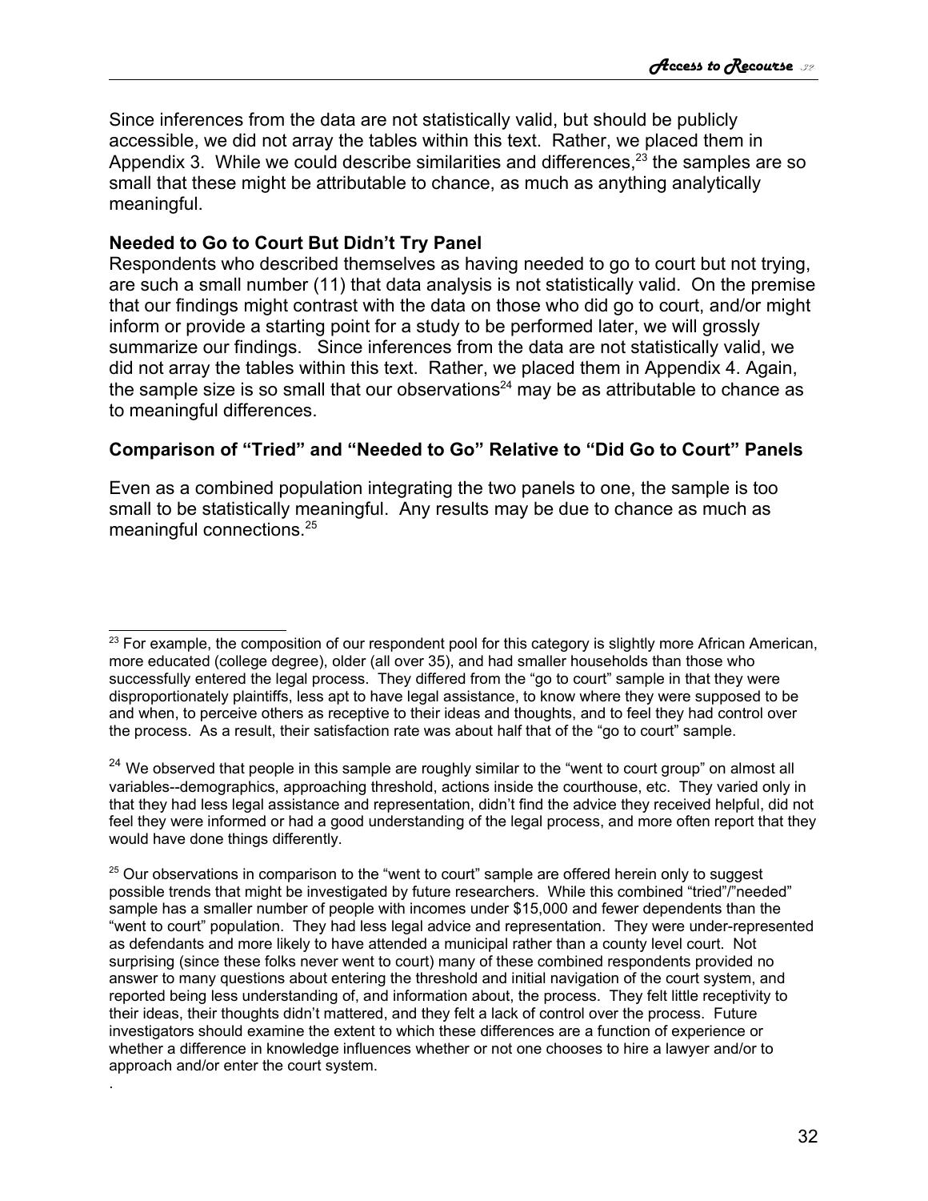Since inferences from the data are not statistically valid, but should be publicly accessible, we did not array the tables within this text. Rather, we placed them in Appendix 3. While we could describe similarities and differences,[23] the samples are so small that these might be attributable to chance, as much as anything analytically meaningful.

**Needed to Go to Court But Didn't Try Panel**

Respondents who described themselves as having needed to go to court but not trying, are such a small number (11) that data analysis is not statistically valid. On the premise that our findings might contrast with the data on those who did go to court, and/or might inform or provide a starting point for a study to be performed later, we will grossly summarize our findings. Since inferences from the data are not statistically valid, we did not array the tables within this text. Rather, we placed them in Appendix 4. Again, the sample size is so small that our observations[24] may be as attributable to chance as to meaningful differences.

**Comparison of "Tried" and "Needed to Go" Relative to "Did Go to Court" Panels**

Even as a combined population integrating the two panels to one, the sample is too small to be statistically meaningful. Any results may be due to chance as much as meaningful connections.[25]

---

[23] For example, the composition of our respondent pool for this category is slightly more African American, more educated (college degree), older (all over 35), and had smaller households than those who successfully entered the legal process. They differed from the "go to court" sample in that they were disproportionately plaintiffs, less apt to have legal assistance, to know where they were supposed to be and when, to perceive others as receptive to their ideas and thoughts, and to feel they had control over the process. As a result, their satisfaction rate was about half that of the "go to court" sample.

[24] We observed that people in this sample are roughly similar to the "went to court group" on almost all variables--demographics, approaching threshold, actions inside the courthouse, etc. They varied only in that they had less legal assistance and representation, didn't find the advice they received helpful, did not feel they were informed or had a good understanding of the legal process, and more often report that they would have done things differently.

[25] Our observations in comparison to the "went to court" sample are offered herein only to suggest possible trends that might be investigated by future researchers. While this combined "tried"/"needed" sample has a smaller number of people with incomes under $15,000 and fewer dependents than the "went to court" population. They had less legal advice and representation. They were under-represented as defendants and more likely to have attended a municipal rather than a county level court. Not surprising (since these folks never went to court) many of these combined respondents provided no answer to many questions about entering the threshold and initial navigation of the court system, and reported being less understanding of, and information about, the process. They felt little receptivity to their ideas, their thoughts didn't mattered, and they felt a lack of control over the process. Future investigators should examine the extent to which these differences are a function of experience or whether a difference in knowledge influences whether or not one chooses to hire a lawyer and/or to approach and/or enter the court system.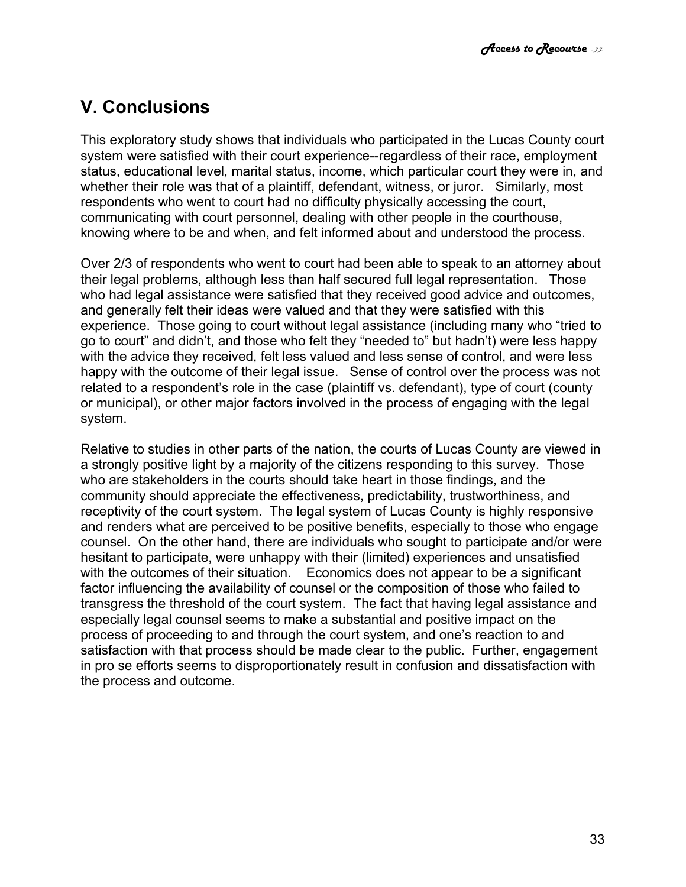## V. Conclusions

This exploratory study shows that individuals who participated in the Lucas County court system were satisfied with their court experience--regardless of their race, employment status, educational level, marital status, income, which particular court they were in, and whether their role was that of a plaintiff, defendant, witness, or juror. Similarly, most respondents who went to court had no difficulty physically accessing the court, communicating with court personnel, dealing with other people in the courthouse, knowing where to be and when, and felt informed about and understood the process.

Over 2/3 of respondents who went to court had been able to speak to an attorney about their legal problems, although less than half secured full legal representation. Those who had legal assistance were satisfied that they received good advice and outcomes, and generally felt their ideas were valued and that they were satisfied with this experience. Those going to court without legal assistance (including many who "tried to go to court" and didn't, and those who felt they "needed to" but hadn't) were less happy with the advice they received, felt less valued and less sense of control, and were less happy with the outcome of their legal issue. Sense of control over the process was not related to a respondent's role in the case (plaintiff vs. defendant), type of court (county or municipal), or other major factors involved in the process of engaging with the legal system.

Relative to studies in other parts of the nation, the courts of Lucas County are viewed in a strongly positive light by a majority of the citizens responding to this survey. Those who are stakeholders in the courts should take heart in those findings, and the community should appreciate the effectiveness, predictability, trustworthiness, and receptivity of the court system. The legal system of Lucas County is highly responsive and renders what are perceived to be positive benefits, especially to those who engage counsel. On the other hand, there are individuals who sought to participate and/or were hesitant to participate, were unhappy with their (limited) experiences and unsatisfied with the outcomes of their situation. Economics does not appear to be a significant factor influencing the availability of counsel or the composition of those who failed to transgress the threshold of the court system. The fact that having legal assistance and especially legal counsel seems to make a substantial and positive impact on the process of proceeding to and through the court system, and one's reaction to and satisfaction with that process should be made clear to the public. Further, engagement in pro se efforts seems to disproportionately result in confusion and dissatisfaction with the process and outcome.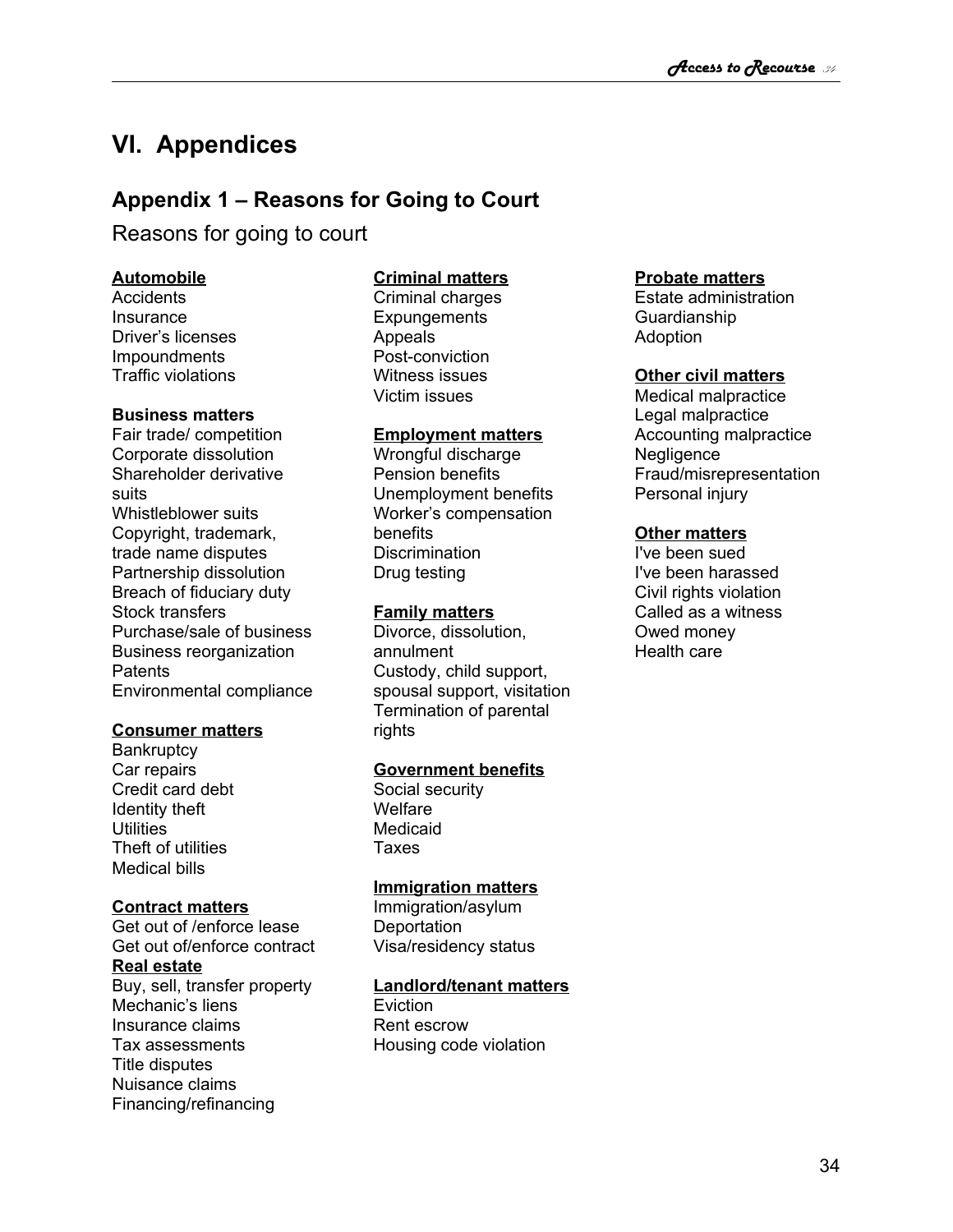# VI. Appendices

## Appendix 1 – Reasons for Going to Court

Reasons for going to court

**Automobile**
Accidents
Insurance
Driver's licenses
Impoundments
Traffic violations

**Business matters**
Fair trade/ competition
Corporate dissolution
Shareholder derivative suits
Whistleblower suits
Copyright, trademark, trade name disputes
Partnership dissolution
Breach of fiduciary duty
Stock transfers
Purchase/sale of business
Business reorganization
Patents
Environmental compliance

**Consumer matters**
Bankruptcy
Car repairs
Credit card debt
Identity theft
Utilities
Theft of utilities
Medical bills

**Contract matters**
Get out of /enforce lease
Get out of/enforce contract

**Real estate**
Buy, sell, transfer property
Mechanic's liens
Insurance claims
Tax assessments
Title disputes
Nuisance claims
Financing/refinancing

**Criminal matters**
Criminal charges
Expungements
Appeals
Post-conviction
Witness issues
Victim issues

**Employment matters**
Wrongful discharge
Pension benefits
Unemployment benefits
Worker's compensation benefits
Discrimination
Drug testing

**Family matters**
Divorce, dissolution, annulment
Custody, child support, spousal support, visitation
Termination of parental rights

**Government benefits**
Social security
Welfare
Medicaid
Taxes

**Immigration matters**
Immigration/asylum
Deportation
Visa/residency status

**Landlord/tenant matters**
Eviction
Rent escrow
Housing code violation

**Probate matters**
Estate administration
Guardianship
Adoption

**Other civil matters**
Medical malpractice
Legal malpractice
Accounting malpractice
Negligence
Fraud/misrepresentation
Personal injury

**Other matters**
I've been sued
I've been harassed
Civil rights violation
Called as a witness
Owed money
Health care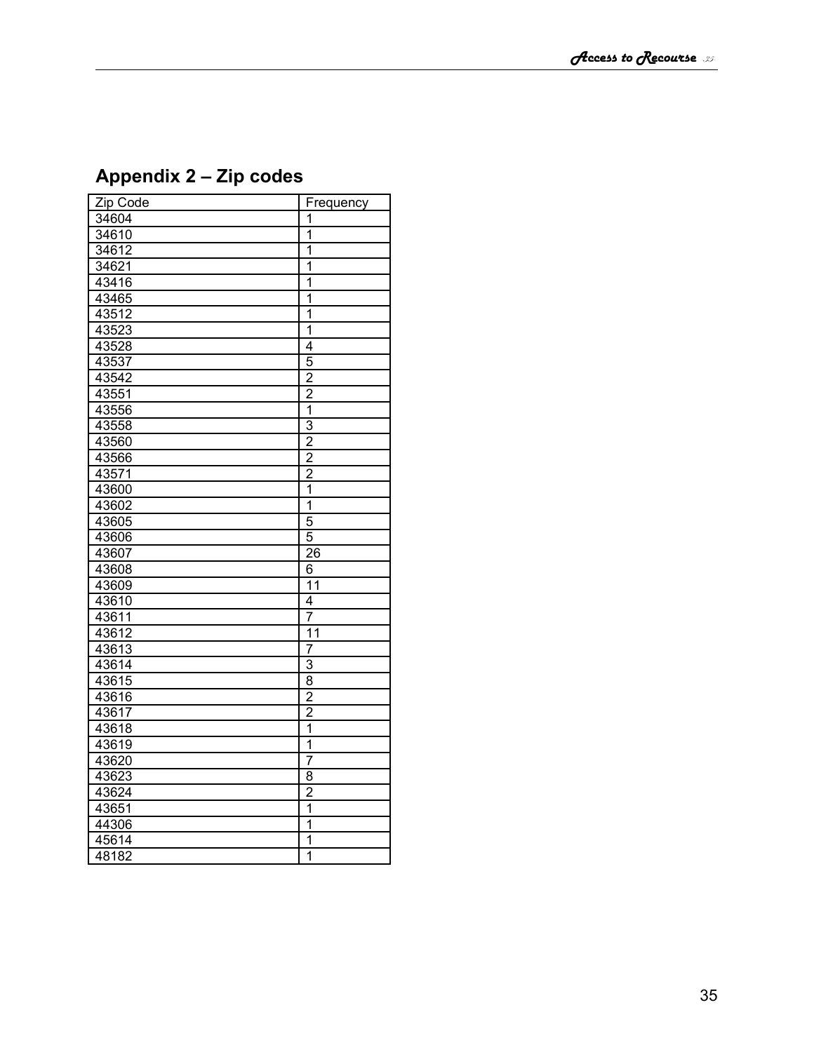## Appendix 2 – Zip codes

| Zip Code | Frequency |
|---|---|
| 34604 | 1 |
| 34610 | 1 |
| 34612 | 1 |
| 34621 | 1 |
| 43416 | 1 |
| 43465 | 1 |
| 43512 | 1 |
| 43523 | 1 |
| 43528 | 4 |
| 43537 | 5 |
| 43542 | 2 |
| 43551 | 2 |
| 43556 | 1 |
| 43558 | 3 |
| 43560 | 2 |
| 43566 | 2 |
| 43571 | 2 |
| 43600 | 1 |
| 43602 | 1 |
| 43605 | 5 |
| 43606 | 5 |
| 43607 | 26 |
| 43608 | 6 |
| 43609 | 11 |
| 43610 | 4 |
| 43611 | 7 |
| 43612 | 11 |
| 43613 | 7 |
| 43614 | 3 |
| 43615 | 8 |
| 43616 | 2 |
| 43617 | 2 |
| 43618 | 1 |
| 43619 | 1 |
| 43620 | 7 |
| 43623 | 8 |
| 43624 | 2 |
| 43651 | 1 |
| 44306 | 1 |
| 45614 | 1 |
| 48182 | 1 |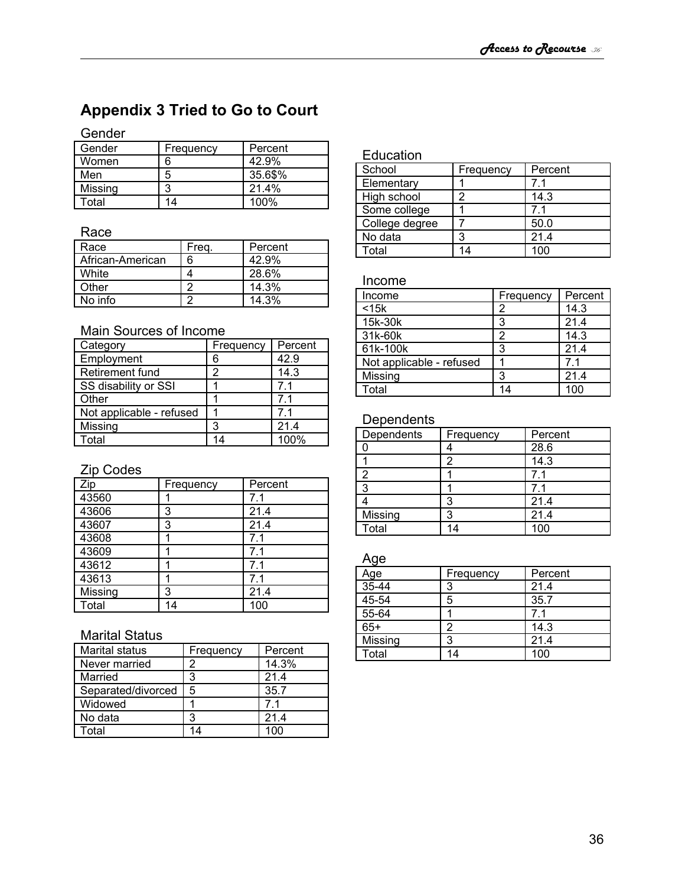# Appendix 3 Tried to Go to Court

### Gender

| Gender | Frequency | Percent |
|---|---|---|
| Women | 6 | 42.9% |
| Men | 5 | 35.6$% |
| Missing | 3 | 21.4% |
| Total | 14 | 100% |

### Race

| Race | Freq. | Percent |
|---|---|---|
| African-American | 6 | 42.9% |
| White | 4 | 28.6% |
| Other | 2 | 14.3% |
| No info | 2 | 14.3% |

### Main Sources of Income

| Category | Frequency | Percent |
|---|---|---|
| Employment | 6 | 42.9 |
| Retirement fund | 2 | 14.3 |
| SS disability or SSI | 1 | 7.1 |
| Other | 1 | 7.1 |
| Not applicable - refused | 1 | 7.1 |
| Missing | 3 | 21.4 |
| Total | 14 | 100% |

### Zip Codes

| Zip | Frequency | Percent |
|---|---|---|
| 43560 | 1 | 7.1 |
| 43606 | 3 | 21.4 |
| 43607 | 3 | 21.4 |
| 43608 | 1 | 7.1 |
| 43609 | 1 | 7.1 |
| 43612 | 1 | 7.1 |
| 43613 | 1 | 7.1 |
| Missing | 3 | 21.4 |
| Total | 14 | 100 |

### Marital Status

| Marital status | Frequency | Percent |
|---|---|---|
| Never married | 2 | 14.3% |
| Married | 3 | 21.4 |
| Separated/divorced | 5 | 35.7 |
| Widowed | 1 | 7.1 |
| No data | 3 | 21.4 |
| Total | 14 | 100 |

### Education

| School | Frequency | Percent |
|---|---|---|
| Elementary | 1 | 7.1 |
| High school | 2 | 14.3 |
| Some college | 1 | 7.1 |
| College degree | 7 | 50.0 |
| No data | 3 | 21.4 |
| Total | 14 | 100 |

### Income

| Income | Frequency | Percent |
|---|---|---|
| <15k | 2 | 14.3 |
| 15k-30k | 3 | 21.4 |
| 31k-60k | 2 | 14.3 |
| 61k-100k | 3 | 21.4 |
| Not applicable - refused | 1 | 7.1 |
| Missing | 3 | 21.4 |
| Total | 14 | 100 |

### Dependents

| Dependents | Frequency | Percent |
|---|---|---|
| 0 | 4 | 28.6 |
| 1 | 2 | 14.3 |
| 2 | 1 | 7.1 |
| 3 | 1 | 7.1 |
| 4 | 3 | 21.4 |
| Missing | 3 | 21.4 |
| Total | 14 | 100 |

### Age

| Age | Frequency | Percent |
|---|---|---|
| 35-44 | 3 | 21.4 |
| 45-54 | 5 | 35.7 |
| 55-64 | 1 | 7.1 |
| 65+ | 2 | 14.3 |
| Missing | 3 | 21.4 |
| Total | 14 | 100 |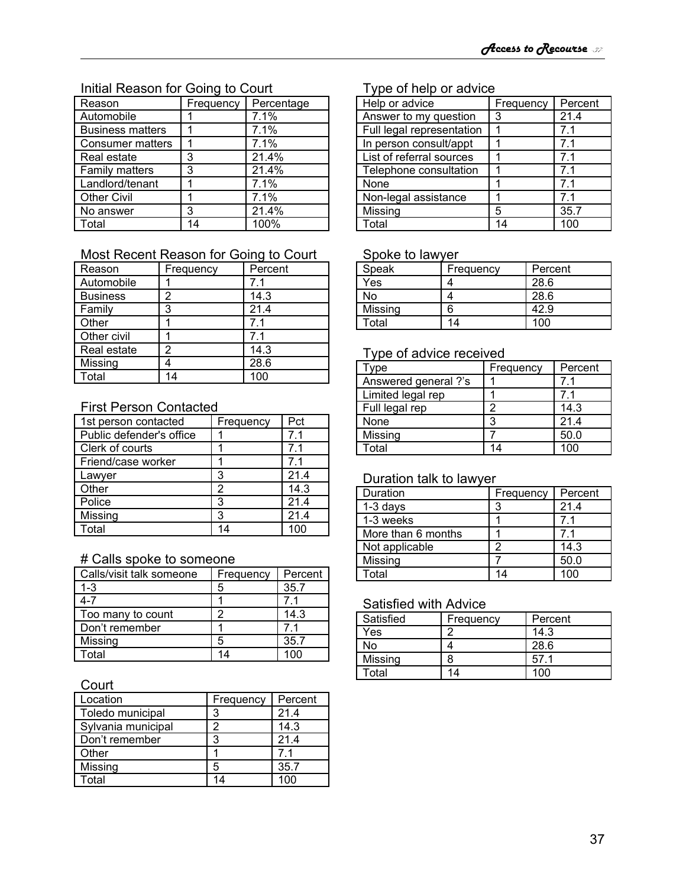### Initial Reason for Going to Court

| Reason | Frequency | Percentage |
|---|---|---|
| Automobile | 1 | 7.1% |
| Business matters | 1 | 7.1% |
| Consumer matters | 1 | 7.1% |
| Real estate | 3 | 21.4% |
| Family matters | 3 | 21.4% |
| Landlord/tenant | 1 | 7.1% |
| Other Civil | 1 | 7.1% |
| No answer | 3 | 21.4% |
| Total | 14 | 100% |

### Most Recent Reason for Going to Court

| Reason | Frequency | Percent |
|---|---|---|
| Automobile | 1 | 7.1 |
| Business | 2 | 14.3 |
| Family | 3 | 21.4 |
| Other | 1 | 7.1 |
| Other civil | 1 | 7.1 |
| Real estate | 2 | 14.3 |
| Missing | 4 | 28.6 |
| Total | 14 | 100 |

### First Person Contacted

| 1st person contacted | Frequency | Pct |
|---|---|---|
| Public defender's office | 1 | 7.1 |
| Clerk of courts | 1 | 7.1 |
| Friend/case worker | 1 | 7.1 |
| Lawyer | 3 | 21.4 |
| Other | 2 | 14.3 |
| Police | 3 | 21.4 |
| Missing | 3 | 21.4 |
| Total | 14 | 100 |

### # Calls spoke to someone

| Calls/visit talk someone | Frequency | Percent |
|---|---|---|
| 1-3 | 5 | 35.7 |
| 4-7 | 1 | 7.1 |
| Too many to count | 2 | 14.3 |
| Don't remember | 1 | 7.1 |
| Missing | 5 | 35.7 |
| Total | 14 | 100 |

### Court

| Location | Frequency | Percent |
|---|---|---|
| Toledo municipal | 3 | 21.4 |
| Sylvania municipal | 2 | 14.3 |
| Don't remember | 3 | 21.4 |
| Other | 1 | 7.1 |
| Missing | 5 | 35.7 |
| Total | 14 | 100 |

### Type of help or advice

| Help or advice | Frequency | Percent |
|---|---|---|
| Answer to my question | 3 | 21.4 |
| Full legal representation | 1 | 7.1 |
| In person consult/appt | 1 | 7.1 |
| List of referral sources | 1 | 7.1 |
| Telephone consultation | 1 | 7.1 |
| None | 1 | 7.1 |
| Non-legal assistance | 1 | 7.1 |
| Missing | 5 | 35.7 |
| Total | 14 | 100 |

### Spoke to lawyer

| Speak | Frequency | Percent |
|---|---|---|
| Yes | 4 | 28.6 |
| No | 4 | 28.6 |
| Missing | 6 | 42.9 |
| Total | 14 | 100 |

### Type of advice received

| Type | Frequency | Percent |
|---|---|---|
| Answered general ?'s | 1 | 7.1 |
| Limited legal rep | 1 | 7.1 |
| Full legal rep | 2 | 14.3 |
| None | 3 | 21.4 |
| Missing | 7 | 50.0 |
| Total | 14 | 100 |

### Duration talk to lawyer

| Duration | Frequency | Percent |
|---|---|---|
| 1-3 days | 3 | 21.4 |
| 1-3 weeks | 1 | 7.1 |
| More than 6 months | 1 | 7.1 |
| Not applicable | 2 | 14.3 |
| Missing | 7 | 50.0 |
| Total | 14 | 100 |

### Satisfied with Advice

| Satisfied | Frequency | Percent |
|---|---|---|
| Yes | 2 | 14.3 |
| No | 4 | 28.6 |
| Missing | 8 | 57.1 |
| Total | 14 | 100 |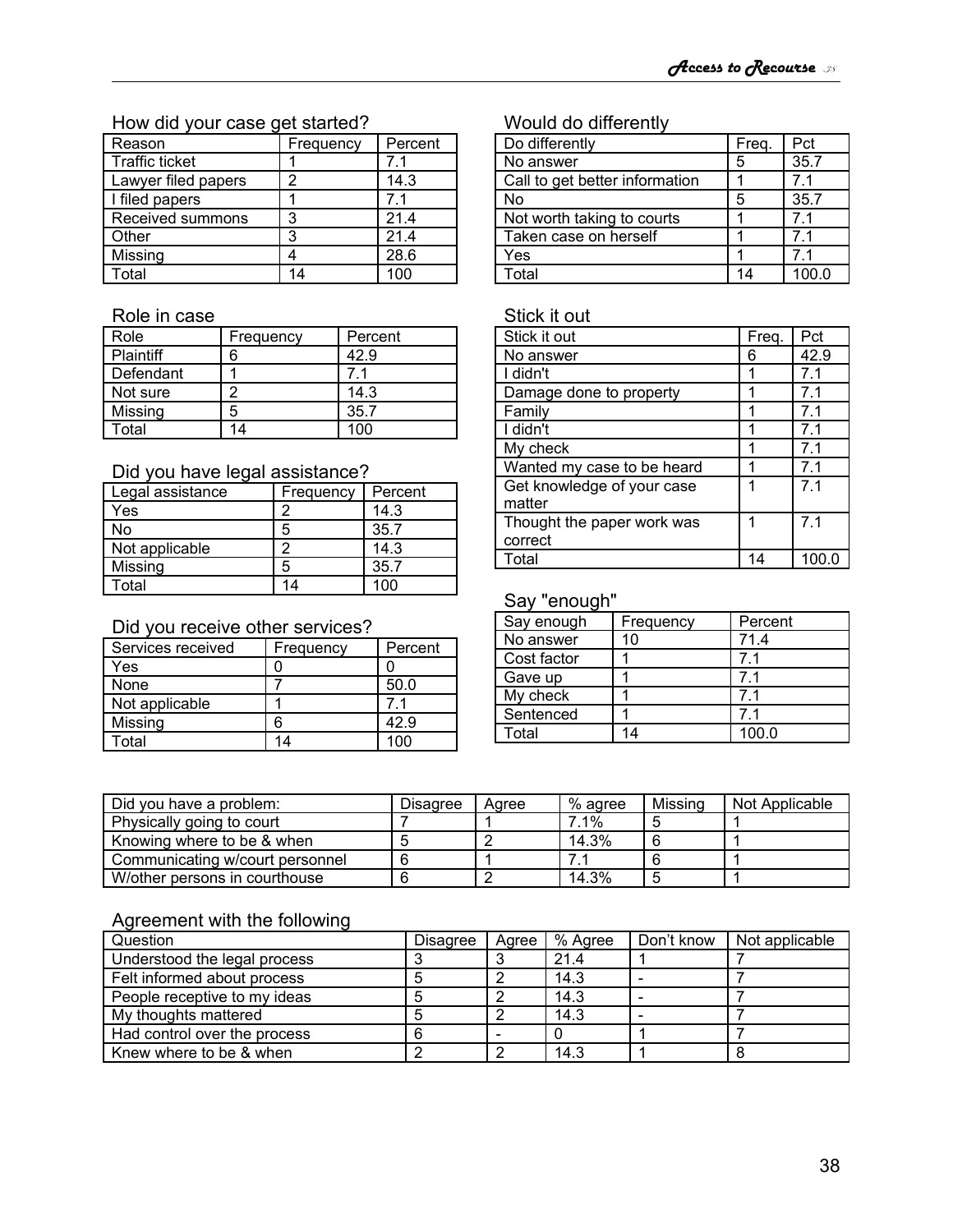### How did your case get started?

| Reason | Frequency | Percent |
|---|---|---|
| Traffic ticket | 1 | 7.1 |
| Lawyer filed papers | 2 | 14.3 |
| I filed papers | 1 | 7.1 |
| Received summons | 3 | 21.4 |
| Other | 3 | 21.4 |
| Missing | 4 | 28.6 |
| Total | 14 | 100 |

### Role in case

| Role | Frequency | Percent |
|---|---|---|
| Plaintiff | 6 | 42.9 |
| Defendant | 1 | 7.1 |
| Not sure | 2 | 14.3 |
| Missing | 5 | 35.7 |
| Total | 14 | 100 |

### Did you have legal assistance?

| Legal assistance | Frequency | Percent |
|---|---|---|
| Yes | 2 | 14.3 |
| No | 5 | 35.7 |
| Not applicable | 2 | 14.3 |
| Missing | 5 | 35.7 |
| Total | 14 | 100 |

### Did you receive other services?

| Services received | Frequency | Percent |
|---|---|---|
| Yes | 0 | 0 |
| None | 7 | 50.0 |
| Not applicable | 1 | 7.1 |
| Missing | 6 | 42.9 |
| Total | 14 | 100 |

### Would do differently

| Do differently | Freq. | Pct |
|---|---|---|
| No answer | 5 | 35.7 |
| Call to get better information | 1 | 7.1 |
| No | 5 | 35.7 |
| Not worth taking to courts | 1 | 7.1 |
| Taken case on herself | 1 | 7.1 |
| Yes | 1 | 7.1 |
| Total | 14 | 100.0 |

### Stick it out

| Stick it out | Freq. | Pct |
|---|---|---|
| No answer | 6 | 42.9 |
| I didn't | 1 | 7.1 |
| Damage done to property | 1 | 7.1 |
| Family | 1 | 7.1 |
| I didn't | 1 | 7.1 |
| My check | 1 | 7.1 |
| Wanted my case to be heard | 1 | 7.1 |
| Get knowledge of your case matter | 1 | 7.1 |
| Thought the paper work was correct | 1 | 7.1 |
| Total | 14 | 100.0 |

### Say "enough"

| Say enough | Frequency | Percent |
|---|---|---|
| No answer | 10 | 71.4 |
| Cost factor | 1 | 7.1 |
| Gave up | 1 | 7.1 |
| My check | 1 | 7.1 |
| Sentenced | 1 | 7.1 |
| Total | 14 | 100.0 |

| Did you have a problem: | Disagree | Agree | % agree | Missing | Not Applicable |
|---|---|---|---|---|---|
| Physically going to court | 7 | 1 | 7.1% | 5 | 1 |
| Knowing where to be & when | 5 | 2 | 14.3% | 6 | 1 |
| Communicating w/court personnel | 6 | 1 | 7.1 | 6 | 1 |
| W/other persons in courthouse | 6 | 2 | 14.3% | 5 | 1 |

### Agreement with the following

| Question | Disagree | Agree | % Agree | Don't know | Not applicable |
|---|---|---|---|---|---|
| Understood the legal process | 3 | 3 | 21.4 | 1 | 7 |
| Felt informed about process | 5 | 2 | 14.3 | - | 7 |
| People receptive to my ideas | 5 | 2 | 14.3 | - | 7 |
| My thoughts mattered | 5 | 2 | 14.3 | - | 7 |
| Had control over the process | 6 | - | 0 | 1 | 7 |
| Knew where to be & when | 2 | 2 | 14.3 | 1 | 8 |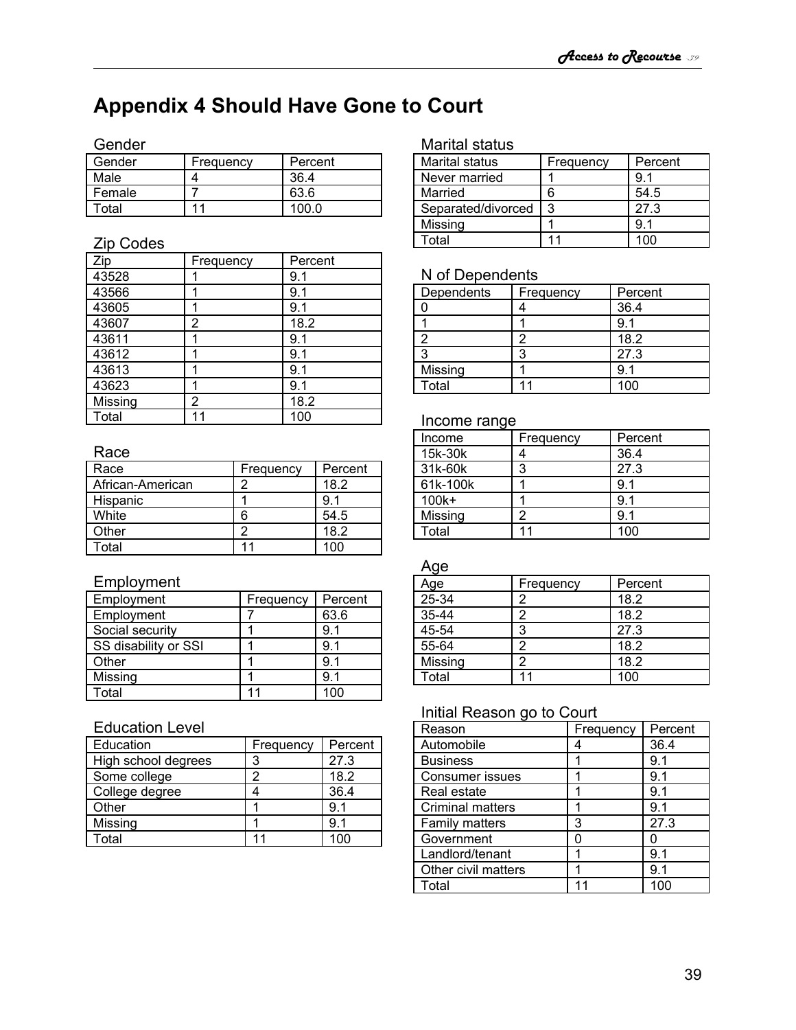# Appendix 4 Should Have Gone to Court

Gender

| Gender | Frequency | Percent |
|---|---|---|
| Male | 4 | 36.4 |
| Female | 7 | 63.6 |
| Total | 11 | 100.0 |

Zip Codes

| Zip | Frequency | Percent |
|---|---|---|
| 43528 | 1 | 9.1 |
| 43566 | 1 | 9.1 |
| 43605 | 1 | 9.1 |
| 43607 | 2 | 18.2 |
| 43611 | 1 | 9.1 |
| 43612 | 1 | 9.1 |
| 43613 | 1 | 9.1 |
| 43623 | 1 | 9.1 |
| Missing | 2 | 18.2 |
| Total | 11 | 100 |

Race

| Race | Frequency | Percent |
|---|---|---|
| African-American | 2 | 18.2 |
| Hispanic | 1 | 9.1 |
| White | 6 | 54.5 |
| Other | 2 | 18.2 |
| Total | 11 | 100 |

Employment

| Employment | Frequency | Percent |
|---|---|---|
| Employment | 7 | 63.6 |
| Social security | 1 | 9.1 |
| SS disability or SSI | 1 | 9.1 |
| Other | 1 | 9.1 |
| Missing | 1 | 9.1 |
| Total | 11 | 100 |

Education Level

| Education | Frequency | Percent |
|---|---|---|
| High school degrees | 3 | 27.3 |
| Some college | 2 | 18.2 |
| College degree | 4 | 36.4 |
| Other | 1 | 9.1 |
| Missing | 1 | 9.1 |
| Total | 11 | 100 |

Marital status

| Marital status | Frequency | Percent |
|---|---|---|
| Never married | 1 | 9.1 |
| Married | 6 | 54.5 |
| Separated/divorced | 3 | 27.3 |
| Missing | 1 | 9.1 |
| Total | 11 | 100 |

N of Dependents

| Dependents | Frequency | Percent |
|---|---|---|
| 0 | 4 | 36.4 |
| 1 | 1 | 9.1 |
| 2 | 2 | 18.2 |
| 3 | 3 | 27.3 |
| Missing | 1 | 9.1 |
| Total | 11 | 100 |

Income range

| Income | Frequency | Percent |
|---|---|---|
| 15k-30k | 4 | 36.4 |
| 31k-60k | 3 | 27.3 |
| 61k-100k | 1 | 9.1 |
| 100k+ | 1 | 9.1 |
| Missing | 2 | 9.1 |
| Total | 11 | 100 |

Age

| Age | Frequency | Percent |
|---|---|---|
| 25-34 | 2 | 18.2 |
| 35-44 | 2 | 18.2 |
| 45-54 | 3 | 27.3 |
| 55-64 | 2 | 18.2 |
| Missing | 2 | 18.2 |
| Total | 11 | 100 |

Initial Reason go to Court

| Reason | Frequency | Percent |
|---|---|---|
| Automobile | 4 | 36.4 |
| Business | 1 | 9.1 |
| Consumer issues | 1 | 9.1 |
| Real estate | 1 | 9.1 |
| Criminal matters | 1 | 9.1 |
| Family matters | 3 | 27.3 |
| Government | 0 | 0 |
| Landlord/tenant | 1 | 9.1 |
| Other civil matters | 1 | 9.1 |
| Total | 11 | 100 |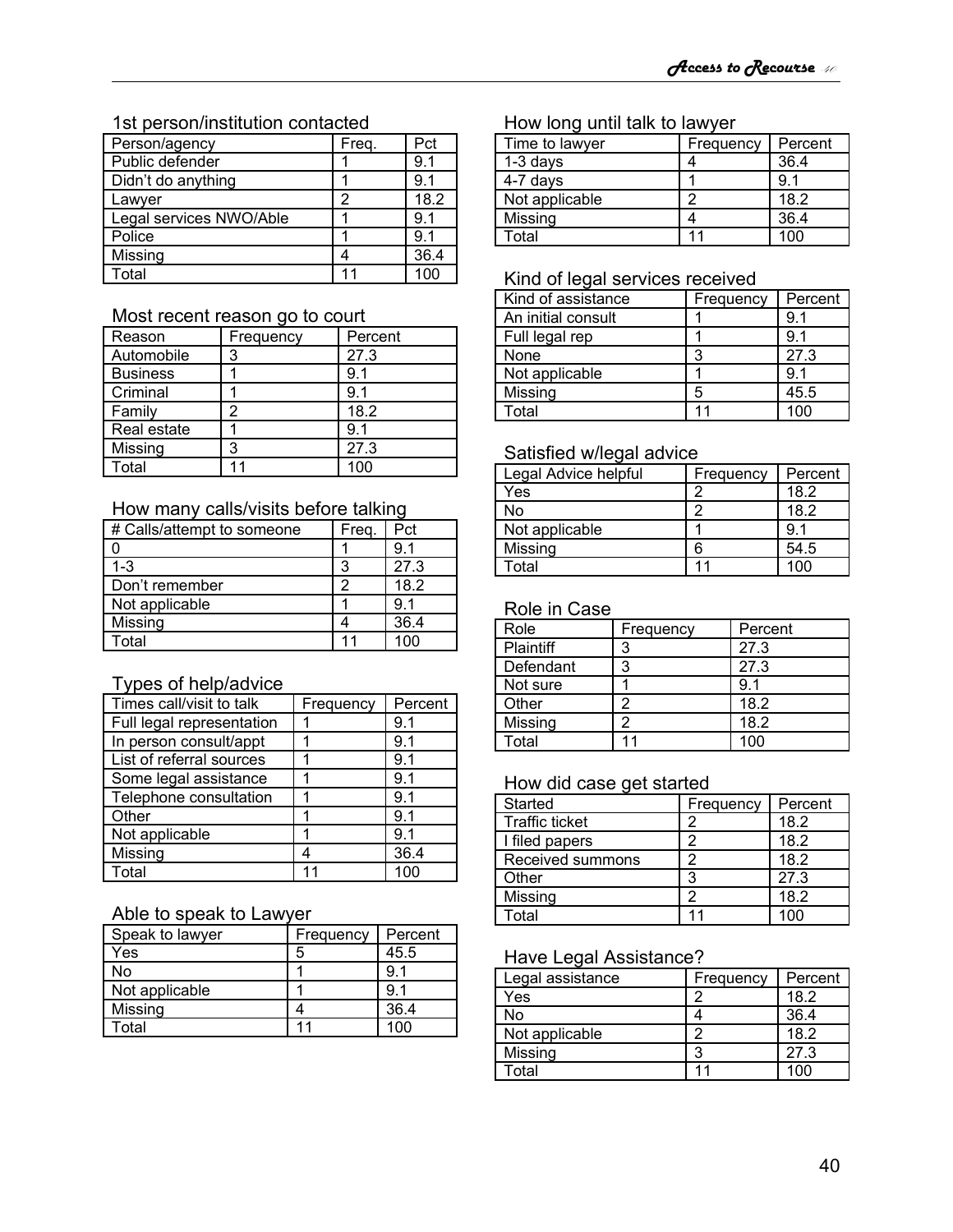### 1st person/institution contacted

| Person/agency | Freq. | Pct |
|---|---|---|
| Public defender | 1 | 9.1 |
| Didn't do anything | 1 | 9.1 |
| Lawyer | 2 | 18.2 |
| Legal services NWO/Able | 1 | 9.1 |
| Police | 1 | 9.1 |
| Missing | 4 | 36.4 |
| Total | 11 | 100 |

### Most recent reason go to court

| Reason | Frequency | Percent |
|---|---|---|
| Automobile | 3 | 27.3 |
| Business | 1 | 9.1 |
| Criminal | 1 | 9.1 |
| Family | 2 | 18.2 |
| Real estate | 1 | 9.1 |
| Missing | 3 | 27.3 |
| Total | 11 | 100 |

### How many calls/visits before talking

| # Calls/attempt to someone | Freq. | Pct |
|---|---|---|
| 0 | 1 | 9.1 |
| 1-3 | 3 | 27.3 |
| Don't remember | 2 | 18.2 |
| Not applicable | 1 | 9.1 |
| Missing | 4 | 36.4 |
| Total | 11 | 100 |

### Types of help/advice

| Times call/visit to talk | Frequency | Percent |
|---|---|---|
| Full legal representation | 1 | 9.1 |
| In person consult/appt | 1 | 9.1 |
| List of referral sources | 1 | 9.1 |
| Some legal assistance | 1 | 9.1 |
| Telephone consultation | 1 | 9.1 |
| Other | 1 | 9.1 |
| Not applicable | 1 | 9.1 |
| Missing | 4 | 36.4 |
| Total | 11 | 100 |

### Able to speak to Lawyer

| Speak to lawyer | Frequency | Percent |
|---|---|---|
| Yes | 5 | 45.5 |
| No | 1 | 9.1 |
| Not applicable | 1 | 9.1 |
| Missing | 4 | 36.4 |
| Total | 11 | 100 |

### How long until talk to lawyer

| Time to lawyer | Frequency | Percent |
|---|---|---|
| 1-3 days | 4 | 36.4 |
| 4-7 days | 1 | 9.1 |
| Not applicable | 2 | 18.2 |
| Missing | 4 | 36.4 |
| Total | 11 | 100 |

### Kind of legal services received

| Kind of assistance | Frequency | Percent |
|---|---|---|
| An initial consult | 1 | 9.1 |
| Full legal rep | 1 | 9.1 |
| None | 3 | 27.3 |
| Not applicable | 1 | 9.1 |
| Missing | 5 | 45.5 |
| Total | 11 | 100 |

### Satisfied w/legal advice

| Legal Advice helpful | Frequency | Percent |
|---|---|---|
| Yes | 2 | 18.2 |
| No | 2 | 18.2 |
| Not applicable | 1 | 9.1 |
| Missing | 6 | 54.5 |
| Total | 11 | 100 |

### Role in Case

| Role | Frequency | Percent |
|---|---|---|
| Plaintiff | 3 | 27.3 |
| Defendant | 3 | 27.3 |
| Not sure | 1 | 9.1 |
| Other | 2 | 18.2 |
| Missing | 2 | 18.2 |
| Total | 11 | 100 |

### How did case get started

| Started | Frequency | Percent |
|---|---|---|
| Traffic ticket | 2 | 18.2 |
| I filed papers | 2 | 18.2 |
| Received summons | 2 | 18.2 |
| Other | 3 | 27.3 |
| Missing | 2 | 18.2 |
| Total | 11 | 100 |

### Have Legal Assistance?

| Legal assistance | Frequency | Percent |
|---|---|---|
| Yes | 2 | 18.2 |
| No | 4 | 36.4 |
| Not applicable | 2 | 18.2 |
| Missing | 3 | 27.3 |
| Total | 11 | 100 |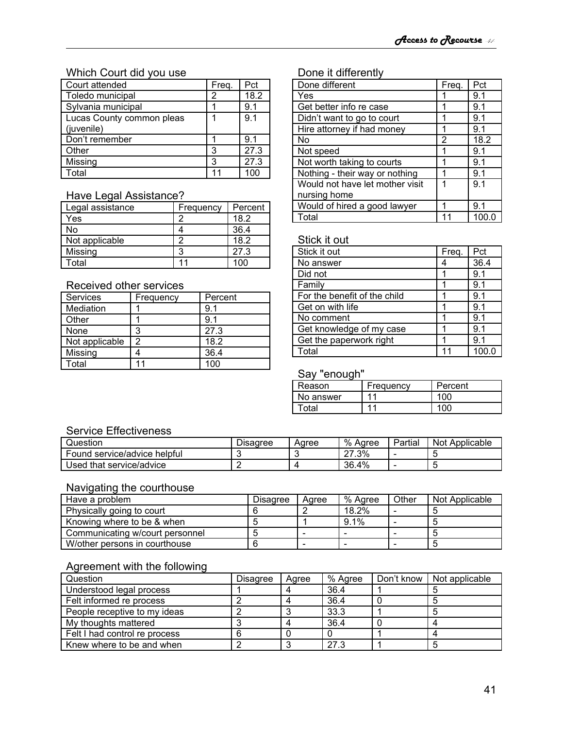### Which Court did you use

| Court attended | Freq. | Pct |
|---|---|---|
| Toledo municipal | 2 | 18.2 |
| Sylvania municipal | 1 | 9.1 |
| Lucas County common pleas (juvenile) | 1 | 9.1 |
| Don't remember | 1 | 9.1 |
| Other | 3 | 27.3 |
| Missing | 3 | 27.3 |
| Total | 11 | 100 |

### Have Legal Assistance?

| Legal assistance | Frequency | Percent |
|---|---|---|
| Yes | 2 | 18.2 |
| No | 4 | 36.4 |
| Not applicable | 2 | 18.2 |
| Missing | 3 | 27.3 |
| Total | 11 | 100 |

### Received other services

| Services | Frequency | Percent |
|---|---|---|
| Mediation | 1 | 9.1 |
| Other | 1 | 9.1 |
| None | 3 | 27.3 |
| Not applicable | 2 | 18.2 |
| Missing | 4 | 36.4 |
| Total | 11 | 100 |

### Done it differently

| Done different | Freq. | Pct |
|---|---|---|
| Yes | 1 | 9.1 |
| Get better info re case | 1 | 9.1 |
| Didn't want to go to court | 1 | 9.1 |
| Hire attorney if had money | 1 | 9.1 |
| No | 2 | 18.2 |
| Not speed | 1 | 9.1 |
| Not worth taking to courts | 1 | 9.1 |
| Nothing - their way or nothing | 1 | 9.1 |
| Would not have let mother visit nursing home | 1 | 9.1 |
| Would of hired a good lawyer | 1 | 9.1 |
| Total | 11 | 100.0 |

### Stick it out

| Stick it out | Freq. | Pct |
|---|---|---|
| No answer | 4 | 36.4 |
| Did not | 1 | 9.1 |
| Family | 1 | 9.1 |
| For the benefit of the child | 1 | 9.1 |
| Get on with life | 1 | 9.1 |
| No comment | 1 | 9.1 |
| Get knowledge of my case | 1 | 9.1 |
| Get the paperwork right | 1 | 9.1 |
| Total | 11 | 100.0 |

### Say "enough"

| Reason | Frequency | Percent |
|---|---|---|
| No answer | 11 | 100 |
| Total | 11 | 100 |

### Service Effectiveness

| Question | Disagree | Agree | % Agree | Partial | Not Applicable |
|---|---|---|---|---|---|
| Found service/advice helpful | 3 | 3 | 27.3% | - | 5 |
| Used that service/advice | 2 | 4 | 36.4% | - | 5 |

### Navigating the courthouse

| Have a problem | Disagree | Agree | % Agree | Other | Not Applicable |
|---|---|---|---|---|---|
| Physically going to court | 6 | 2 | 18.2% | - | 5 |
| Knowing where to be & when | 5 | 1 | 9.1% | - | 5 |
| Communicating w/court personnel | 5 | - | - | - | 5 |
| W/other persons in courthouse | 6 | - | - | - | 5 |

### Agreement with the following

| Question | Disagree | Agree | % Agree | Don't know | Not applicable |
|---|---|---|---|---|---|
| Understood legal process | 1 | 4 | 36.4 | 1 | 5 |
| Felt informed re process | 2 | 4 | 36.4 | 0 | 5 |
| People receptive to my ideas | 2 | 3 | 33.3 | 1 | 5 |
| My thoughts mattered | 3 | 4 | 36.4 | 0 | 4 |
| Felt I had control re process | 6 | 0 | 0 | 1 | 4 |
| Knew where to be and when | 2 | 3 | 27.3 | 1 | 5 |